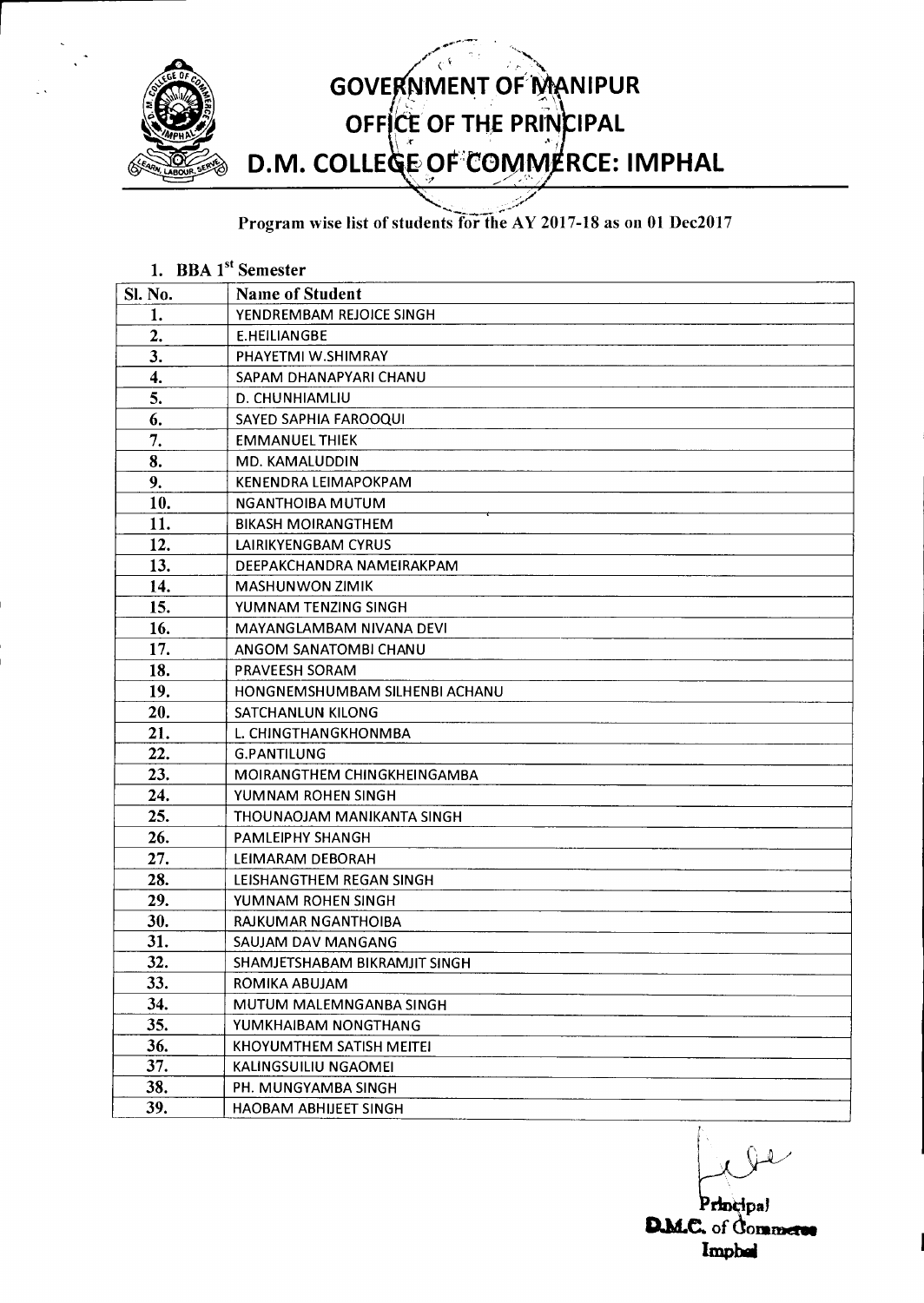# GOVERNMENT OF MANIPUR
## OFFICE OF THE PRINCIPAL
## D.M. COLLEGE OF COMMERCE: IMPHAL

**Program wise list of students for the AY 2017-18 as on 01 Dec2017**

### 1. BBA 1st Semester

| Sl. No. | Name of Student |
|---|---|
| 1. | YENDREMBAM REJOICE SINGH |
| 2. | E.HEILIANGBE |
| 3. | PHAYETMI W.SHIMRAY |
| 4. | SAPAM DHANAPYARI CHANU |
| 5. | D. CHUNHIAMLIU |
| 6. | SAYED SAPHIA FAROOQUI |
| 7. | EMMANUEL THIEK |
| 8. | MD. KAMALUDDIN |
| 9. | KENENDRA LEIMAPOKPAM |
| 10. | NGANTHOIBA MUTUM |
| 11. | BIKASH MOIRANGTHEM |
| 12. | LAIRIKYENGBAM CYRUS |
| 13. | DEEPAKCHANDRA NAMEIRAKPAM |
| 14. | MASHUNWON ZIMIK |
| 15. | YUMNAM TENZING SINGH |
| 16. | MAYANGLAMBAM NIVANA DEVI |
| 17. | ANGOM SANATOMBI CHANU |
| 18. | PRAVEESH SORAM |
| 19. | HONGNEMSHUMBAM SILHENBI ACHANU |
| 20. | SATCHANLUN KILONG |
| 21. | L. CHINGTHANGKHONMBA |
| 22. | G.PANTILUNG |
| 23. | MOIRANGTHEM CHINGKHEINGAMBA |
| 24. | YUMNAM ROHEN SINGH |
| 25. | THOUNAOJAM MANIKANTA SINGH |
| 26. | PAMLEIPHY SHANGH |
| 27. | LEIMARAM DEBORAH |
| 28. | LEISHANGTHEM REGAN SINGH |
| 29. | YUMNAM ROHEN SINGH |
| 30. | RAJKUMAR NGANTHOIBA |
| 31. | SAUJAM DAV MANGANG |
| 32. | SHAMJETSHABAM BIKRAMJIT SINGH |
| 33. | ROMIKA ABUJAM |
| 34. | MUTUM MALEMNGANBA SINGH |
| 35. | YUMKHAIBAM NONGTHANG |
| 36. | KHOYUMTHEM SATISH MEITEI |
| 37. | KALINGSUILIU NGAOMEI |
| 38. | PH. MUNGYAMBA SINGH |
| 39. | HAOBAM ABHIJEET SINGH |

Principal
D.M.C. of Commerce
Imphal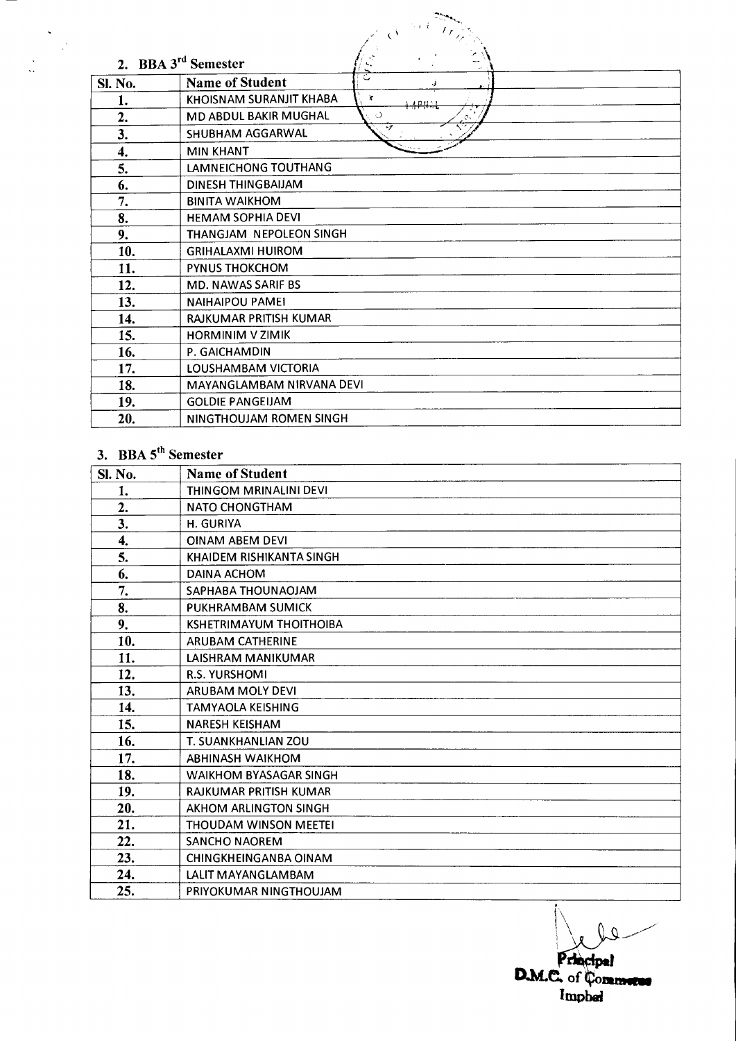## 2. BBA 3rd Semester

| Sl. No. | Name of Student |
|---|---|
| 1. | KHOISNAM SURANJIT KHABA |
| 2. | MD ABDUL BAKIR MUGHAL |
| 3. | SHUBHAM AGGARWAL |
| 4. | MIN KHANT |
| 5. | LAMNEICHONG TOUTHANG |
| 6. | DINESH THINGBAIJAM |
| 7. | BINITA WAIKHOM |
| 8. | HEMAM SOPHIA DEVI |
| 9. | THANGJAM NEPOLEON SINGH |
| 10. | GRIHALAXMI HUIROM |
| 11. | PYNUS THOKCHOM |
| 12. | MD. NAWAS SARIF BS |
| 13. | NAIHAIPOU PAMEI |
| 14. | RAJKUMAR PRITISH KUMAR |
| 15. | HORMINIM V ZIMIK |
| 16. | P. GAICHAMDIN |
| 17. | LOUSHAMBAM VICTORIA |
| 18. | MAYANGLAMBAM NIRVANA DEVI |
| 19. | GOLDIE PANGEIJAM |
| 20. | NINGTHOUJAM ROMEN SINGH |

## 3. BBA 5th Semester

| Sl. No. | Name of Student |
|---|---|
| 1. | THINGOM MRINALINI DEVI |
| 2. | NATO CHONGTHAM |
| 3. | H. GURIYA |
| 4. | OINAM ABEM DEVI |
| 5. | KHAIDEM RISHIKANTA SINGH |
| 6. | DAINA ACHOM |
| 7. | SAPHABA THOUNAOJAM |
| 8. | PUKHRAMBAM SUMICK |
| 9. | KSHETRIMAYUM THOITHOIBA |
| 10. | ARUBAM CATHERINE |
| 11. | LAISHRAM MANIKUMAR |
| 12. | R.S. YURSHOMI |
| 13. | ARUBAM MOLY DEVI |
| 14. | TAMYAOLA KEISHING |
| 15. | NARESH KEISHAM |
| 16. | T. SUANKHANLIAN ZOU |
| 17. | ABHINASH WAIKHOM |
| 18. | WAIKHOM BYASAGAR SINGH |
| 19. | RAJKUMAR PRITISH KUMAR |
| 20. | AKHOM ARLINGTON SINGH |
| 21. | THOUDAM WINSON MEETEI |
| 22. | SANCHO NAOREM |
| 23. | CHINGKHEINGANBA OINAM |
| 24. | LALIT MAYANGLAMBAM |
| 25. | PRIYOKUMAR NINGTHOUJAM |

Principal
D.M.C. of Commerce
Imphal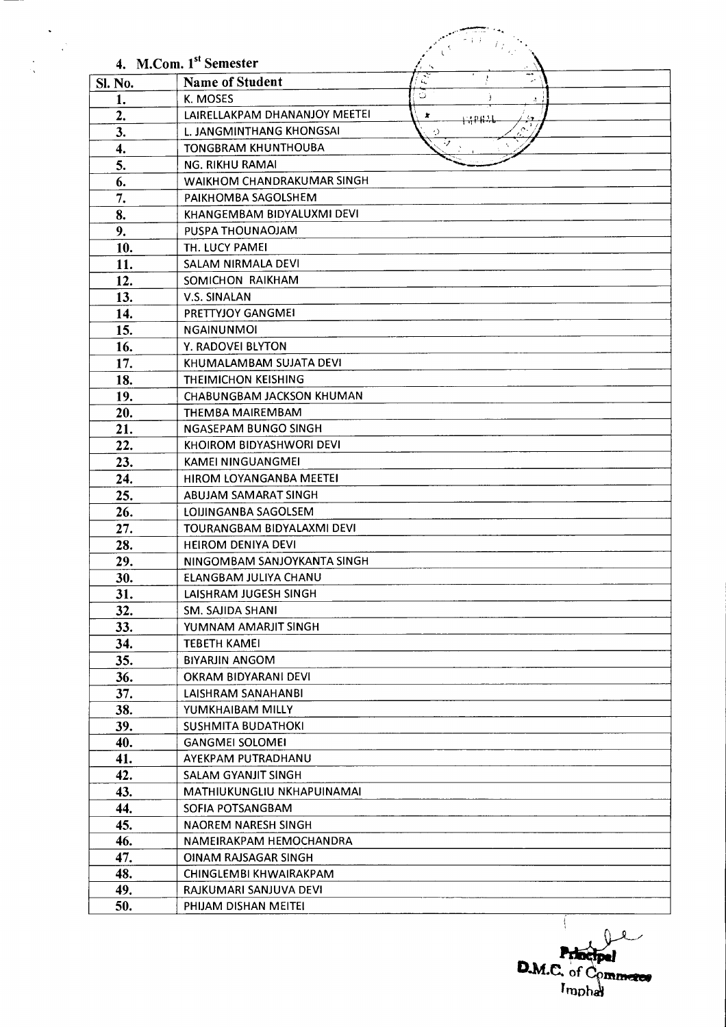### 4. M.Com. 1st Semester

| Sl. No. | Name of Student |
|---|---|
| 1. | K. MOSES |
| 2. | LAIRELLAKPAM DHANANJOY MEETEI |
| 3. | L. JANGMINTHANG KHONGSAI |
| 4. | TONGBRAM KHUNTHOUBA |
| 5. | NG. RIKHU RAMAI |
| 6. | WAIKHOM CHANDRAKUMAR SINGH |
| 7. | PAIKHOMBA SAGOLSHEM |
| 8. | KHANGEMBAM BIDYALUXMI DEVI |
| 9. | PUSPA THOUNAOJAM |
| 10. | TH. LUCY PAMEI |
| 11. | SALAM NIRMALA DEVI |
| 12. | SOMICHON RAIKHAM |
| 13. | V.S. SINALAN |
| 14. | PRETTYJOY GANGMEI |
| 15. | NGAINUNMOI |
| 16. | Y. RADOVEI BLYTON |
| 17. | KHUMALAMBAM SUJATA DEVI |
| 18. | THEIMICHON KEISHING |
| 19. | CHABUNGBAM JACKSON KHUMAN |
| 20. | THEMBA MAIREMBAM |
| 21. | NGASEPAM BUNGO SINGH |
| 22. | KHOIROM BIDYASHWORI DEVI |
| 23. | KAMEI NINGUANGMEI |
| 24. | HIROM LOYANGANBA MEETEI |
| 25. | ABUJAM SAMARAT SINGH |
| 26. | LOIJINGANBA SAGOLSEM |
| 27. | TOURANGBAM BIDYALAXMI DEVI |
| 28. | HEIROM DENIYA DEVI |
| 29. | NINGOMBAM SANJOYKANTA SINGH |
| 30. | ELANGBAM JULIYA CHANU |
| 31. | LAISHRAM JUGESH SINGH |
| 32. | SM. SAJIDA SHANI |
| 33. | YUMNAM AMARJIT SINGH |
| 34. | TEBETH KAMEI |
| 35. | BIYARJIN ANGOM |
| 36. | OKRAM BIDYARANI DEVI |
| 37. | LAISHRAM SANAHANBI |
| 38. | YUMKHAIBAM MILLY |
| 39. | SUSHMITA BUDATHOKI |
| 40. | GANGMEI SOLOMEI |
| 41. | AYEKPAM PUTRADHANU |
| 42. | SALAM GYANJIT SINGH |
| 43. | MATHIUKUNGLIU NKHAPUINAMAI |
| 44. | SOFIA POTSANGBAM |
| 45. | NAOREM NARESH SINGH |
| 46. | NAMEIRAKPAM HEMOCHANDRA |
| 47. | OINAM RAJSAGAR SINGH |
| 48. | CHINGLEMBI KHWAIRAKPAM |
| 49. | RAJKUMARI SANJUVA DEVI |
| 50. | PHIJAM DISHAN MEITEI |

Principal
D.M.C. of Commerce
Imphal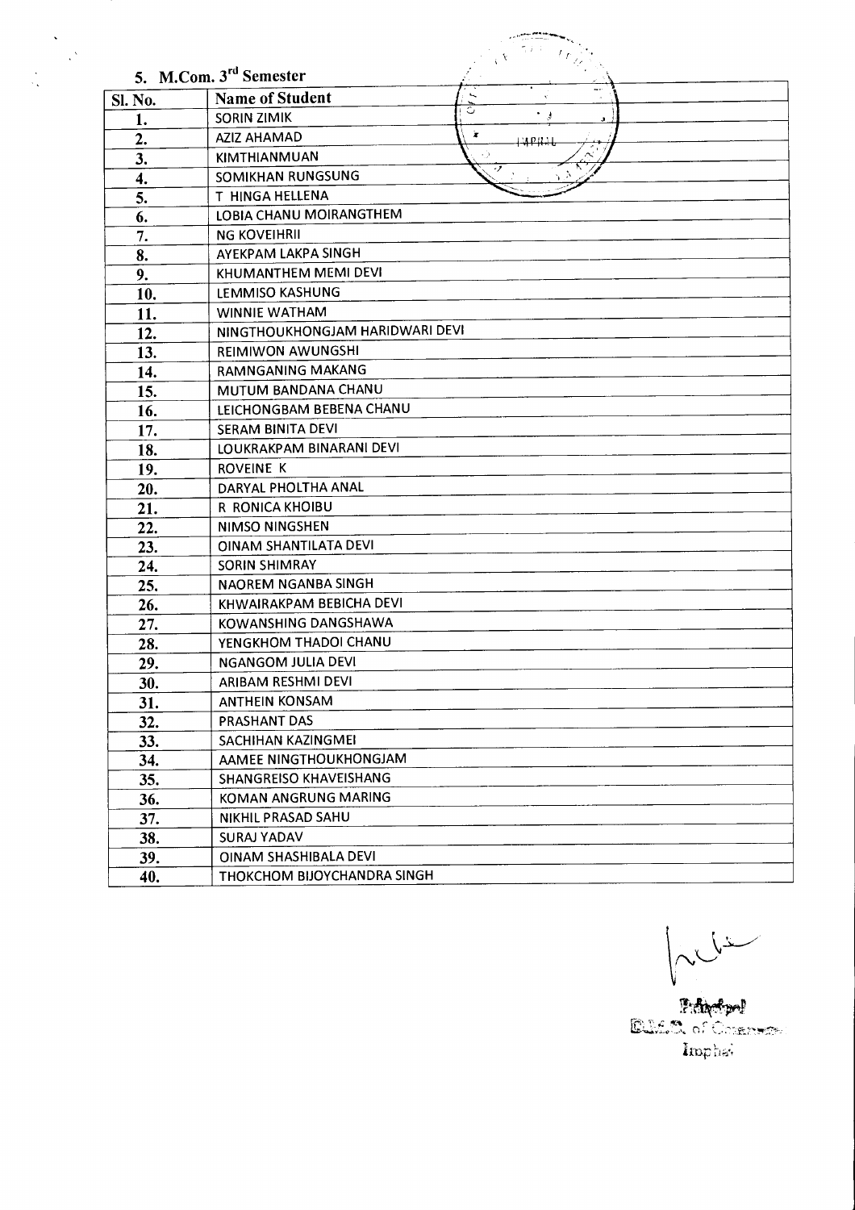## 5. M.Com. 3rd Semester

| Sl. No. | Name of Student |
|---|---|
| 1. | SORIN ZIMIK |
| 2. | AZIZ AHAMAD |
| 3. | KIMTHIANMUAN |
| 4. | SOMIKHAN RUNGSUNG |
| 5. | T HINGA HELLENA |
| 6. | LOBIA CHANU MOIRANGTHEM |
| 7. | NG KOVEIHRII |
| 8. | AYEKPAM LAKPA SINGH |
| 9. | KHUMANTHEM MEMI DEVI |
| 10. | LEMMISO KASHUNG |
| 11. | WINNIE WATHAM |
| 12. | NINGTHOUKHONGJAM HARIDWARI DEVI |
| 13. | REIMIWON AWUNGSHI |
| 14. | RAMNGANING MAKANG |
| 15. | MUTUM BANDANA CHANU |
| 16. | LEICHONGBAM BEBENA CHANU |
| 17. | SERAM BINITA DEVI |
| 18. | LOUKRAKPAM BINARANI DEVI |
| 19. | ROVEINE K |
| 20. | DARYAL PHOLTHA ANAL |
| 21. | R RONICA KHOIBU |
| 22. | NIMSO NINGSHEN |
| 23. | OINAM SHANTILATA DEVI |
| 24. | SORIN SHIMRAY |
| 25. | NAOREM NGANBA SINGH |
| 26. | KHWAIRAKPAM BEBICHA DEVI |
| 27. | KOWANSHING DANGSHAWA |
| 28. | YENGKHOM THADOI CHANU |
| 29. | NGANGOM JULIA DEVI |
| 30. | ARIBAM RESHMI DEVI |
| 31. | ANTHEIN KONSAM |
| 32. | PRASHANT DAS |
| 33. | SACHIHAN KAZINGMEI |
| 34. | AAMEE NINGTHOUKHONGJAM |
| 35. | SHANGREISO KHAVEISHANG |
| 36. | KOMAN ANGRUNG MARING |
| 37. | NIKHIL PRASAD SAHU |
| 38. | SURAJ YADAV |
| 39. | OINAM SHASHIBALA DEVI |
| 40. | THOKCHOM BIJOYCHANDRA SINGH |

Principal
D.M.C. of Commerce
Imphal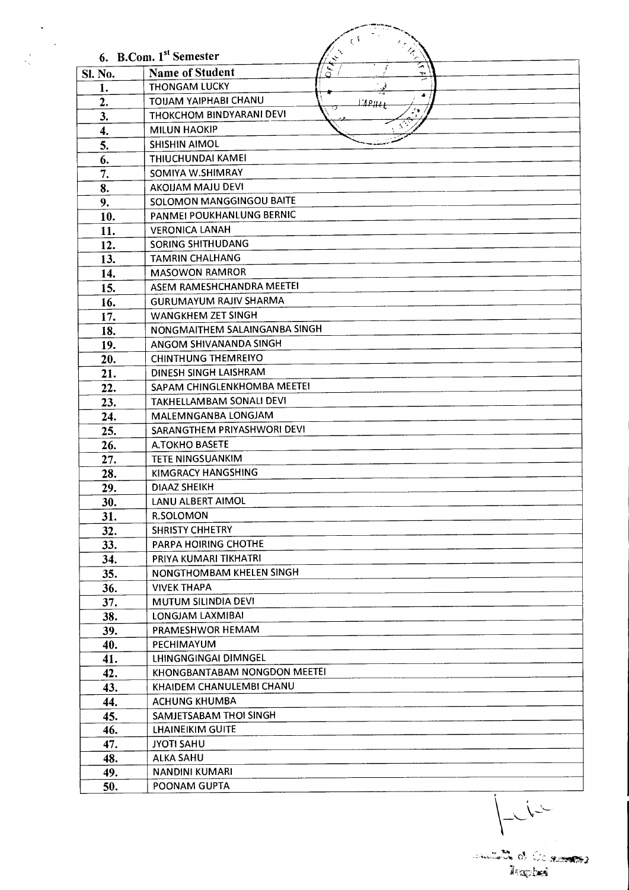## 6. B.Com. 1st Semester

| Sl. No. | Name of Student |
|---|---|
| 1. | THONGAM LUCKY |
| 2. | TOIJAM YAIPHABI CHANU |
| 3. | THOKCHOM BINDYARANI DEVI |
| 4. | MILUN HAOKIP |
| 5. | SHISHIN AIMOL |
| 6. | THIUCHUNDAI KAMEI |
| 7. | SOMIYA W.SHIMRAY |
| 8. | AKOIJAM MAJU DEVI |
| 9. | SOLOMON MANGGINGOU BAITE |
| 10. | PANMEI POUKHANLUNG BERNIC |
| 11. | VERONICA LANAH |
| 12. | SORING SHITHUDANG |
| 13. | TAMRIN CHALHANG |
| 14. | MASOWON RAMROR |
| 15. | ASEM RAMESHCHANDRA MEETEI |
| 16. | GURUMAYUM RAJIV SHARMA |
| 17. | WANGKHEM ZET SINGH |
| 18. | NONGMAITHEM SALAINGANBA SINGH |
| 19. | ANGOM SHIVANANDA SINGH |
| 20. | CHINTHUNG THEMREIYO |
| 21. | DINESH SINGH LAISHRAM |
| 22. | SAPAM CHINGLENKHOMBA MEETEI |
| 23. | TAKHELLAMBAM SONALI DEVI |
| 24. | MALEMNGANBA LONGJAM |
| 25. | SARANGTHEM PRIYASHWORI DEVI |
| 26. | A.TOKHO BASETE |
| 27. | TETE NINGSUANKIM |
| 28. | KIMGRACY HANGSHING |
| 29. | DIAAZ SHEIKH |
| 30. | LANU ALBERT AIMOL |
| 31. | R.SOLOMON |
| 32. | SHRISTY CHHETRY |
| 33. | PARPA HOIRING CHOTHE |
| 34. | PRIYA KUMARI TIKHATRI |
| 35. | NONGTHOMBAM KHELEN SINGH |
| 36. | VIVEK THAPA |
| 37. | MUTUM SILINDIA DEVI |
| 38. | LONGJAM LAXMIBAI |
| 39. | PRAMESHWOR HEMAM |
| 40. | PECHIMAYUM |
| 41. | LHINGNGINGAI DIMNGEL |
| 42. | KHONGBANTABAM NONGDON MEETEI |
| 43. | KHAIDEM CHANULEMBI CHANU |
| 44. | ACHUNG KHUMBA |
| 45. | SAMJETSABAM THOI SINGH |
| 46. | LHAINEIKIM GUITE |
| 47. | JYOTI SAHU |
| 48. | ALKA SAHU |
| 49. | NANDINI KUMARI |
| 50. | POONAM GUPTA |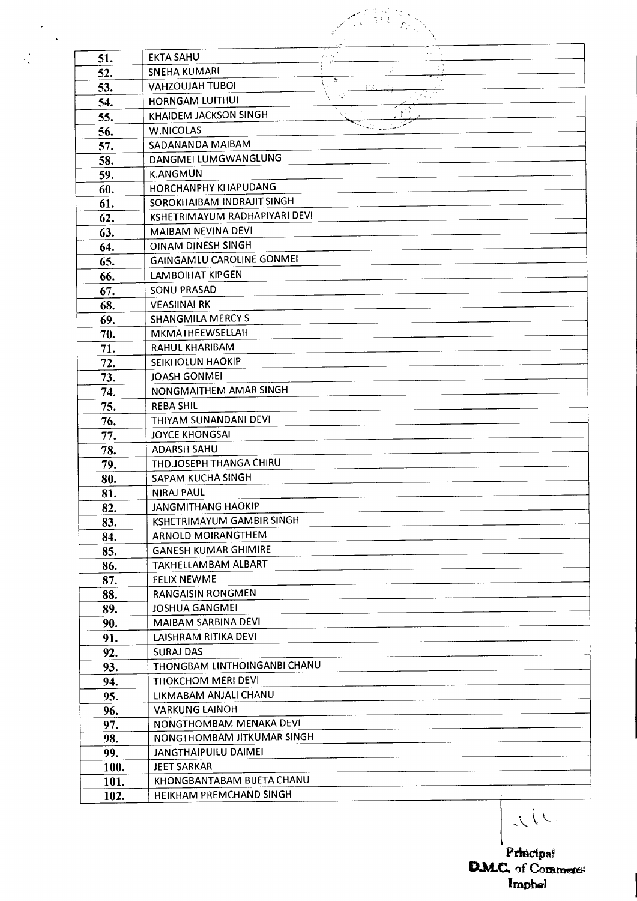| | |
|---|---|
| 51. | EKTA SAHU |
| 52. | SNEHA KUMARI |
| 53. | VAHZOUJAH TUBOI |
| 54. | HORNGAM LUITHUI |
| 55. | KHAIDEM JACKSON SINGH |
| 56. | W.NICOLAS |
| 57. | SADANANDA MAIBAM |
| 58. | DANGMEI LUMGWANGLUNG |
| 59. | K.ANGMUN |
| 60. | HORCHANPHY KHAPUDANG |
| 61. | SOROKHAIBAM INDRAJIT SINGH |
| 62. | KSHETRIMAYUM RADHAPIYARI DEVI |
| 63. | MAIBAM NEVINA DEVI |
| 64. | OINAM DINESH SINGH |
| 65. | GAINGAMLU CAROLINE GONMEI |
| 66. | LAMBOIHAT KIPGEN |
| 67. | SONU PRASAD |
| 68. | VEASIINAI RK |
| 69. | SHANGMILA MERCY S |
| 70. | MKMATHEEWSELLAH |
| 71. | RAHUL KHARIBAM |
| 72. | SEIKHOLUN HAOKIP |
| 73. | JOASH GONMEI |
| 74. | NONGMAITHEM AMAR SINGH |
| 75. | REBA SHIL |
| 76. | THIYAM SUNANDANI DEVI |
| 77. | JOYCE KHONGSAI |
| 78. | ADARSH SAHU |
| 79. | THD.JOSEPH THANGA CHIRU |
| 80. | SAPAM KUCHA SINGH |
| 81. | NIRAJ PAUL |
| 82. | JANGMITHANG HAOKIP |
| 83. | KSHETRIMAYUM GAMBIR SINGH |
| 84. | ARNOLD MOIRANGTHEM |
| 85. | GANESH KUMAR GHIMIRE |
| 86. | TAKHELLAMBAM ALBART |
| 87. | FELIX NEWME |
| 88. | RANGAISIN RONGMEN |
| 89. | JOSHUA GANGMEI |
| 90. | MAIBAM SARBINA DEVI |
| 91. | LAISHRAM RITIKA DEVI |
| 92. | SURAJ DAS |
| 93. | THONGBAM LINTHOINGANBI CHANU |
| 94. | THOKCHOM MERI DEVI |
| 95. | LIKMABAM ANJALI CHANU |
| 96. | VARKUNG LAINOH |
| 97. | NONGTHOMBAM MENAKA DEVI |
| 98. | NONGTHOMBAM JITKUMAR SINGH |
| 99. | JANGTHAIPUILU DAIMEI |
| 100. | JEET SARKAR |
| 101. | KHONGBANTABAM BIJETA CHANU |
| 102. | HEIKHAM PREMCHAND SINGH |

Principal
D.M.C. of Commerce
Imphal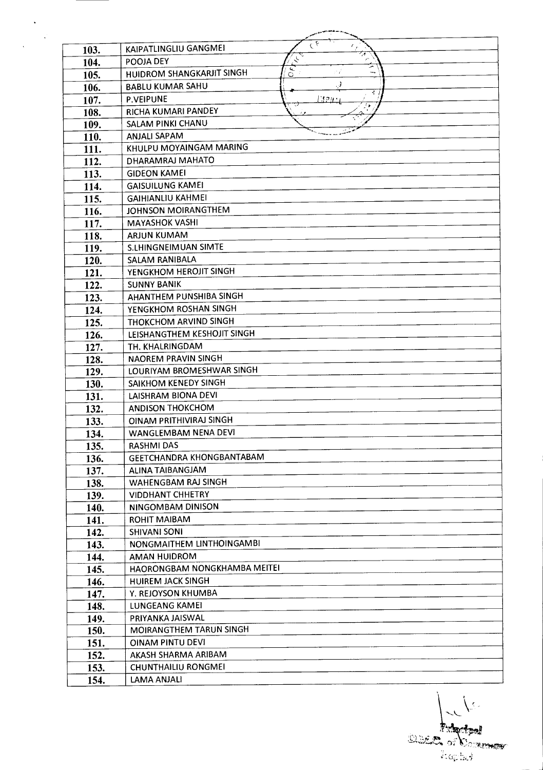| 103. | KAIPATLINGLIU GANGMEI |
|---|---|
| 104. | POOJA DEY |
| 105. | HUIDROM SHANGKARJIT SINGH |
| 106. | BABLU KUMAR SAHU |
| 107. | P.VEIPUNE |
| 108. | RICHA KUMARI PANDEY |
| 109. | SALAM PINKI CHANU |
| 110. | ANJALI SAPAM |
| 111. | KHULPU MOYAINGAM MARING |
| 112. | DHARAMRAJ MAHATO |
| 113. | GIDEON KAMEI |
| 114. | GAISUILUNG KAMEI |
| 115. | GAIHIANLIU KAHMEI |
| 116. | JOHNSON MOIRANGTHEM |
| 117. | MAYASHOK VASHI |
| 118. | ARJUN KUMAM |
| 119. | S.LHINGNEIMUAN SIMTE |
| 120. | SALAM RANIBALA |
| 121. | YENGKHOM HEROJIT SINGH |
| 122. | SUNNY BANIK |
| 123. | AHANTHEM PUNSHIBA SINGH |
| 124. | YENGKHOM ROSHAN SINGH |
| 125. | THOKCHOM ARVIND SINGH |
| 126. | LEISHANGTHEM KESHOJIT SINGH |
| 127. | TH. KHALRINGDAM |
| 128. | NAOREM PRAVIN SINGH |
| 129. | LOURIYAM BROMESHWAR SINGH |
| 130. | SAIKHOM KENEDY SINGH |
| 131. | LAISHRAM BIONA DEVI |
| 132. | ANDISON THOKCHOM |
| 133. | OINAM PRITHIVIRAJ SINGH |
| 134. | WANGLEMBAM NENA DEVI |
| 135. | RASHMI DAS |
| 136. | GEETCHANDRA KHONGBANTABAM |
| 137. | ALINA TAIBANGJAM |
| 138. | WAHENGBAM RAJ SINGH |
| 139. | VIDDHANT CHHETRY |
| 140. | NINGOMBAM DINISON |
| 141. | ROHIT MAIBAM |
| 142. | SHIVANI SONI |
| 143. | NONGMAITHEM LINTHOINGAMBI |
| 144. | AMAN HUIDROM |
| 145. | HAORONGBAM NONGKHAMBA MEITEI |
| 146. | HUIREM JACK SINGH |
| 147. | Y. REJOYSON KHUMBA |
| 148. | LUNGEANG KAMEI |
| 149. | PRIYANKA JAISWAL |
| 150. | MOIRANGTHEM TARUN SINGH |
| 151. | OINAM PINTU DEVI |
| 152. | AKASH SHARMA ARIBAM |
| 153. | CHUNTHAILIU RONGMEI |
| 154. | LAMA ANJALI |

Principal
D.M. College of Commerce
Imphal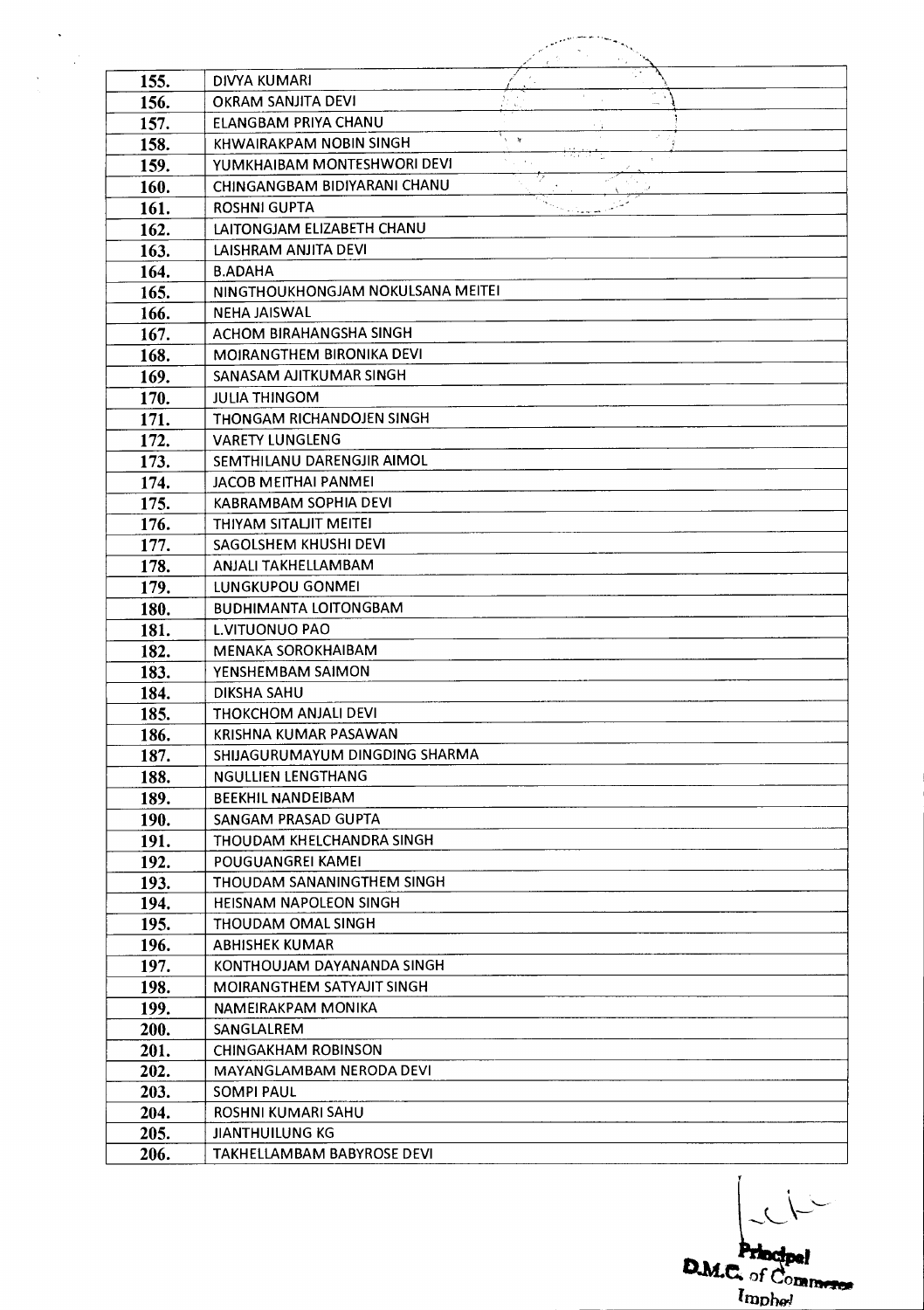| | |
|---|---|
| 155. | DIVYA KUMARI |
| 156. | OKRAM SANJITA DEVI |
| 157. | ELANGBAM PRIYA CHANU |
| 158. | KHWAIRAKPAM NOBIN SINGH |
| 159. | YUMKHAIBAM MONTESHWORI DEVI |
| 160. | CHINGANGBAM BIDIYARANI CHANU |
| 161. | ROSHNI GUPTA |
| 162. | LAITONGJAM ELIZABETH CHANU |
| 163. | LAISHRAM ANJITA DEVI |
| 164. | B.ADAHA |
| 165. | NINGTHOUKHONGJAM NOKULSANA MEITEI |
| 166. | NEHA JAISWAL |
| 167. | ACHOM BIRAHANGSHA SINGH |
| 168. | MOIRANGTHEM BIRONIKA DEVI |
| 169. | SANASAM AJITKUMAR SINGH |
| 170. | JULIA THINGOM |
| 171. | THONGAM RICHANDOJEN SINGH |
| 172. | VARETY LUNGLENG |
| 173. | SEMTHILANU DARENGJIR AIMOL |
| 174. | JACOB MEITHAI PANMEI |
| 175. | KABRAMBAM SOPHIA DEVI |
| 176. | THIYAM SITALJIT MEITEI |
| 177. | SAGOLSHEM KHUSHI DEVI |
| 178. | ANJALI TAKHELLAMBAM |
| 179. | LUNGKUPOU GONMEI |
| 180. | BUDHIMANTA LOITONGBAM |
| 181. | L.VITUONUO PAO |
| 182. | MENAKA SOROKHAIBAM |
| 183. | YENSHEMBAM SAIMON |
| 184. | DIKSHA SAHU |
| 185. | THOKCHOM ANJALI DEVI |
| 186. | KRISHNA KUMAR PASAWAN |
| 187. | SHIJAGURUMAYUM DINGDING SHARMA |
| 188. | NGULLIEN LENGTHANG |
| 189. | BEEKHIL NANDEIBAM |
| 190. | SANGAM PRASAD GUPTA |
| 191. | THOUDAM KHELCHANDRA SINGH |
| 192. | POUGUANGREI KAMEI |
| 193. | THOUDAM SANANINGTHEM SINGH |
| 194. | HEISNAM NAPOLEON SINGH |
| 195. | THOUDAM OMAL SINGH |
| 196. | ABHISHEK KUMAR |
| 197. | KONTHOUJAM DAYANANDA SINGH |
| 198. | MOIRANGTHEM SATYAJIT SINGH |
| 199. | NAMEIRAKPAM MONIKA |
| 200. | SANGLALREM |
| 201. | CHINGAKHAM ROBINSON |
| 202. | MAYANGLAMBAM NERODA DEVI |
| 203. | SOMPI PAUL |
| 204. | ROSHNI KUMARI SAHU |
| 205. | JIANTHUILUNG KG |
| 206. | TAKHELLAMBAM BABYROSE DEVI |

Principal
D.M.C. of Commerce
Imphal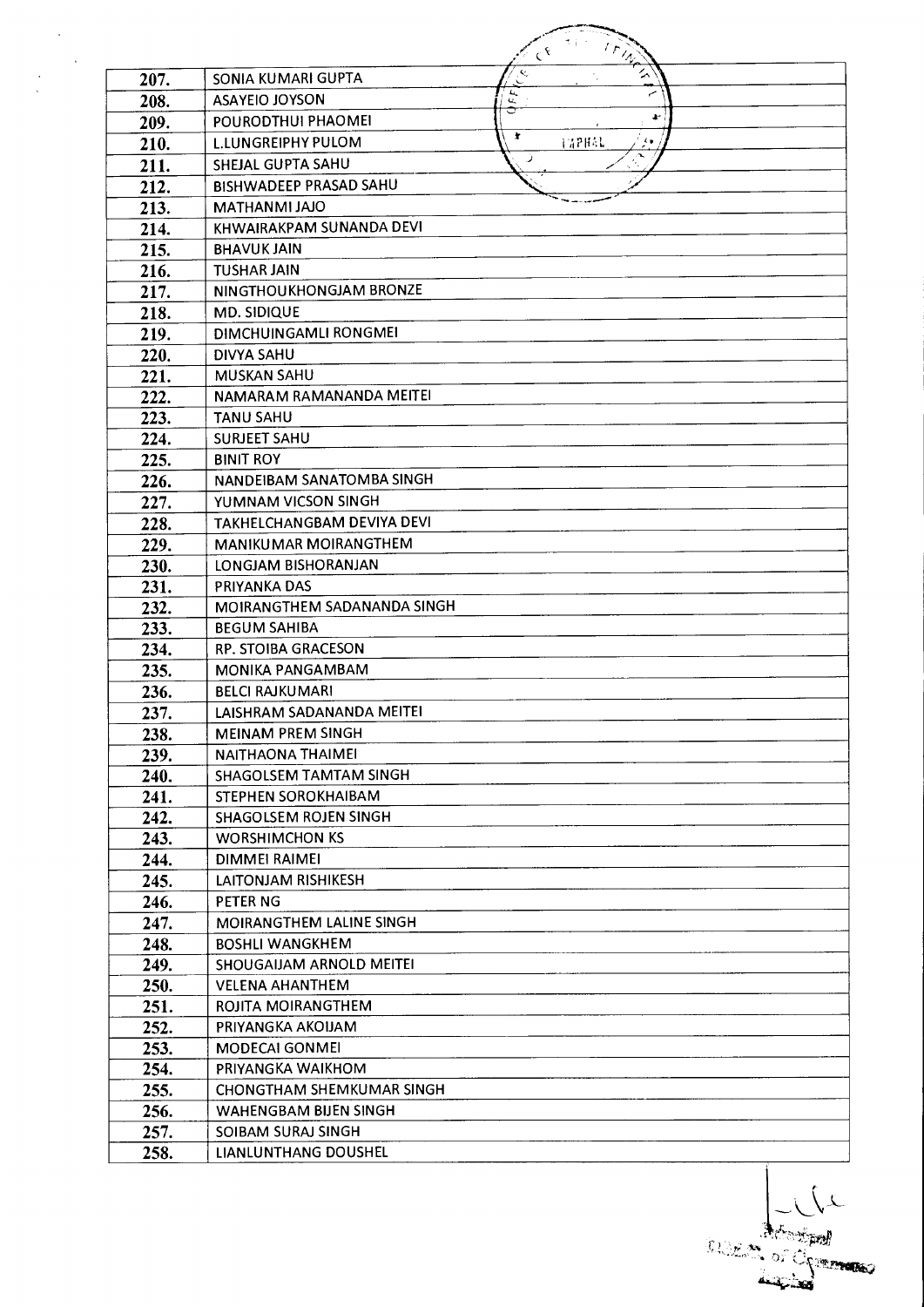| | |
|---|---|
| 207. | SONIA KUMARI GUPTA |
| 208. | ASAYEIO JOYSON |
| 209. | POURODTHUI PHAOMEI |
| 210. | L.LUNGREIPHY PULOM |
| 211. | SHEJAL GUPTA SAHU |
| 212. | BISHWADEEP PRASAD SAHU |
| 213. | MATHANMI JAJO |
| 214. | KHWAIRAKPAM SUNANDA DEVI |
| 215. | BHAVUK JAIN |
| 216. | TUSHAR JAIN |
| 217. | NINGTHOUKHONGJAM BRONZE |
| 218. | MD. SIDIQUE |
| 219. | DIMCHUINGAMLI RONGMEI |
| 220. | DIVYA SAHU |
| 221. | MUSKAN SAHU |
| 222. | NAMARAM RAMANANDA MEITEI |
| 223. | TANU SAHU |
| 224. | SURJEET SAHU |
| 225. | BINIT ROY |
| 226. | NANDEIBAM SANATOMBA SINGH |
| 227. | YUMNAM VICSON SINGH |
| 228. | TAKHELCHANGBAM DEVIYA DEVI |
| 229. | MANIKUMAR MOIRANGTHEM |
| 230. | LONGJAM BISHORANJAN |
| 231. | PRIYANKA DAS |
| 232. | MOIRANGTHEM SADANANDA SINGH |
| 233. | BEGUM SAHIBA |
| 234. | RP. STOIBA GRACESON |
| 235. | MONIKA PANGAMBAM |
| 236. | BELCI RAJKUMARI |
| 237. | LAISHRAM SADANANDA MEITEI |
| 238. | MEINAM PREM SINGH |
| 239. | NAITHAONA THAIMEI |
| 240. | SHAGOLSEM TAMTAM SINGH |
| 241. | STEPHEN SOROKHAIBAM |
| 242. | SHAGOLSEM ROJEN SINGH |
| 243. | WORSHIMCHON KS |
| 244. | DIMMEI RAIMEI |
| 245. | LAITONJAM RISHIKESH |
| 246. | PETER NG |
| 247. | MOIRANGTHEM LALINE SINGH |
| 248. | BOSHLI WANGKHEM |
| 249. | SHOUGAIJAM ARNOLD MEITEI |
| 250. | VELENA AHANTHEM |
| 251. | ROJITA MOIRANGTHEM |
| 252. | PRIYANGKA AKOIJAM |
| 253. | MODECAI GONMEI |
| 254. | PRIYANGKA WAIKHOM |
| 255. | CHONGTHAM SHEMKUMAR SINGH |
| 256. | WAHENGBAM BIJEN SINGH |
| 257. | SOIBAM SURAJ SINGH |
| 258. | LIANLUNTHANG DOUSHEL |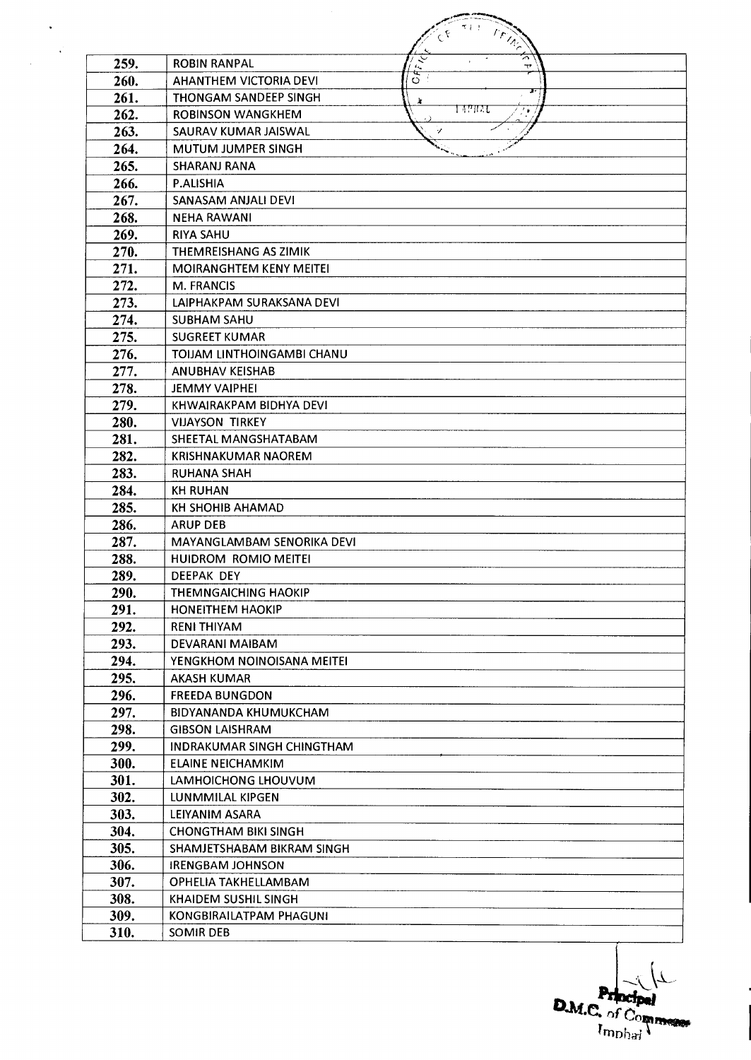| | |
|---|---|
| 259. | ROBIN RANPAL |
| 260. | AHANTHEM VICTORIA DEVI |
| 261. | THONGAM SANDEEP SINGH |
| 262. | ROBINSON WANGKHEM |
| 263. | SAURAV KUMAR JAISWAL |
| 264. | MUTUM JUMPER SINGH |
| 265. | SHARANJ RANA |
| 266. | P.ALISHIA |
| 267. | SANASAM ANJALI DEVI |
| 268. | NEHA RAWANI |
| 269. | RIYA SAHU |
| 270. | THEMREISHANG AS ZIMIK |
| 271. | MOIRANGHTEM KENY MEITEI |
| 272. | M. FRANCIS |
| 273. | LAIPHAKPAM SURAKSANA DEVI |
| 274. | SUBHAM SAHU |
| 275. | SUGREET KUMAR |
| 276. | TOIJAM LINTHOINGAMBI CHANU |
| 277. | ANUBHAV KEISHAB |
| 278. | JEMMY VAIPHEI |
| 279. | KHWAIRAKPAM BIDHYA DEVI |
| 280. | VIJAYSON TIRKEY |
| 281. | SHEETAL MANGSHATABAM |
| 282. | KRISHNAKUMAR NAOREM |
| 283. | RUHANA SHAH |
| 284. | KH RUHAN |
| 285. | KH SHOHIB AHAMAD |
| 286. | ARUP DEB |
| 287. | MAYANGLAMBAM SENORIKA DEVI |
| 288. | HUIDROM ROMIO MEITEI |
| 289. | DEEPAK DEY |
| 290. | THEMNGAICHING HAOKIP |
| 291. | HONEITHEM HAOKIP |
| 292. | RENI THIYAM |
| 293. | DEVARANI MAIBAM |
| 294. | YENGKHOM NOINOISANA MEITEI |
| 295. | AKASH KUMAR |
| 296. | FREEDA BUNGDON |
| 297. | BIDYANANDA KHUMUKCHAM |
| 298. | GIBSON LAISHRAM |
| 299. | INDRAKUMAR SINGH CHINGTHAM |
| 300. | ELAINE NEICHAMKIM |
| 301. | LAMHOICHONG LHOUVUM |
| 302. | LUNMMILAL KIPGEN |
| 303. | LEIYANIM ASARA |
| 304. | CHONGTHAM BIKI SINGH |
| 305. | SHAMJETSHABAM BIKRAM SINGH |
| 306. | IRENGBAM JOHNSON |
| 307. | OPHELIA TAKHELLAMBAM |
| 308. | KHAIDEM SUSHIL SINGH |
| 309. | KONGBIRAILATPAM PHAGUNI |
| 310. | SOMIR DEB |

Principal
D.M.C. of Commerce
Imphal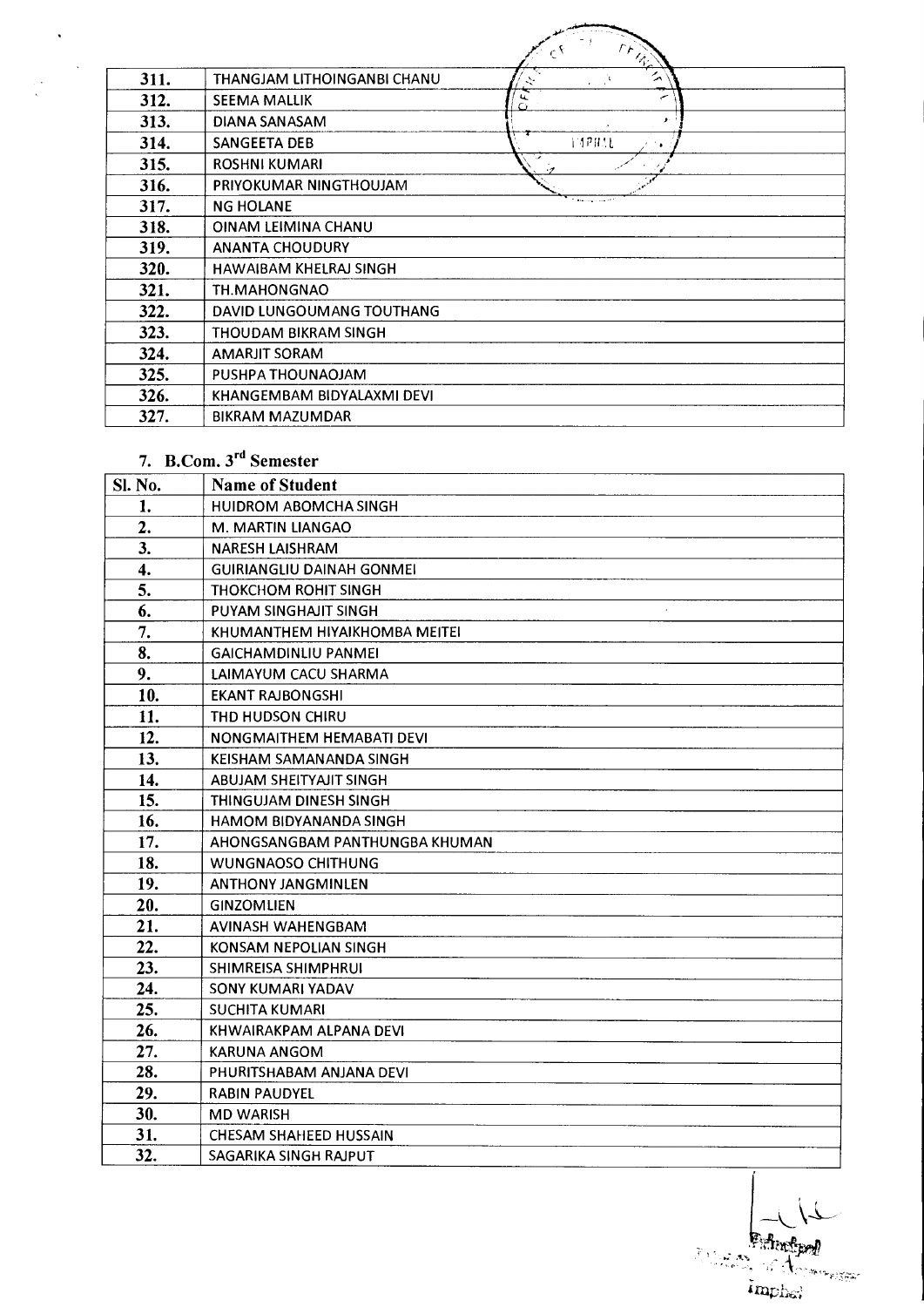| | |
|---|---|
| 311. | THANGJAM LITHOINGANBI CHANU |
| 312. | SEEMA MALLIK |
| 313. | DIANA SANASAM |
| 314. | SANGEETA DEB |
| 315. | ROSHNI KUMARI |
| 316. | PRIYOKUMAR NINGTHOUJAM |
| 317. | NG HOLANE |
| 318. | OINAM LEIMINA CHANU |
| 319. | ANANTA CHOUDURY |
| 320. | HAWAIBAM KHELRAJ SINGH |
| 321. | TH.MAHONGNAO |
| 322. | DAVID LUNGOUMANG TOUTHANG |
| 323. | THOUDAM BIKRAM SINGH |
| 324. | AMARJIT SORAM |
| 325. | PUSHPA THOUNAOJAM |
| 326. | KHANGEMBAM BIDYALAXMI DEVI |
| 327. | BIKRAM MAZUMDAR |

## 7. B.Com. 3rd Semester

| Sl. No. | Name of Student |
|---|---|
| 1. | HUIDROM ABOMCHA SINGH |
| 2. | M. MARTIN LIANGAO |
| 3. | NARESH LAISHRAM |
| 4. | GUIRIANGLIU DAINAH GONMEI |
| 5. | THOKCHOM ROHIT SINGH |
| 6. | PUYAM SINGHAJIT SINGH |
| 7. | KHUMANTHEM HIYAIKHOMBA MEITEI |
| 8. | GAICHAMDINLIU PANMEI |
| 9. | LAIMAYUM CACU SHARMA |
| 10. | EKANT RAJBONGSHI |
| 11. | THD HUDSON CHIRU |
| 12. | NONGMAITHEM HEMABATI DEVI |
| 13. | KEISHAM SAMANANDA SINGH |
| 14. | ABUJAM SHEITYAJIT SINGH |
| 15. | THINGUJAM DINESH SINGH |
| 16. | HAMOM BIDYANANDA SINGH |
| 17. | AHONGSANGBAM PANTHUNGBA KHUMAN |
| 18. | WUNGNAOSO CHITHUNG |
| 19. | ANTHONY JANGMINLEN |
| 20. | GINZOMLIEN |
| 21. | AVINASH WAHENGBAM |
| 22. | KONSAM NEPOLIAN SINGH |
| 23. | SHIMREISA SHIMPHRUI |
| 24. | SONY KUMARI YADAV |
| 25. | SUCHITA KUMARI |
| 26. | KHWAIRAKPAM ALPANA DEVI |
| 27. | KARUNA ANGOM |
| 28. | PHURITSHABAM ANJANA DEVI |
| 29. | RABIN PAUDYEL |
| 30. | MD WARISH |
| 31. | CHESAM SHAHEED HUSSAIN |
| 32. | SAGARIKA SINGH RAJPUT |

Principal
Imphal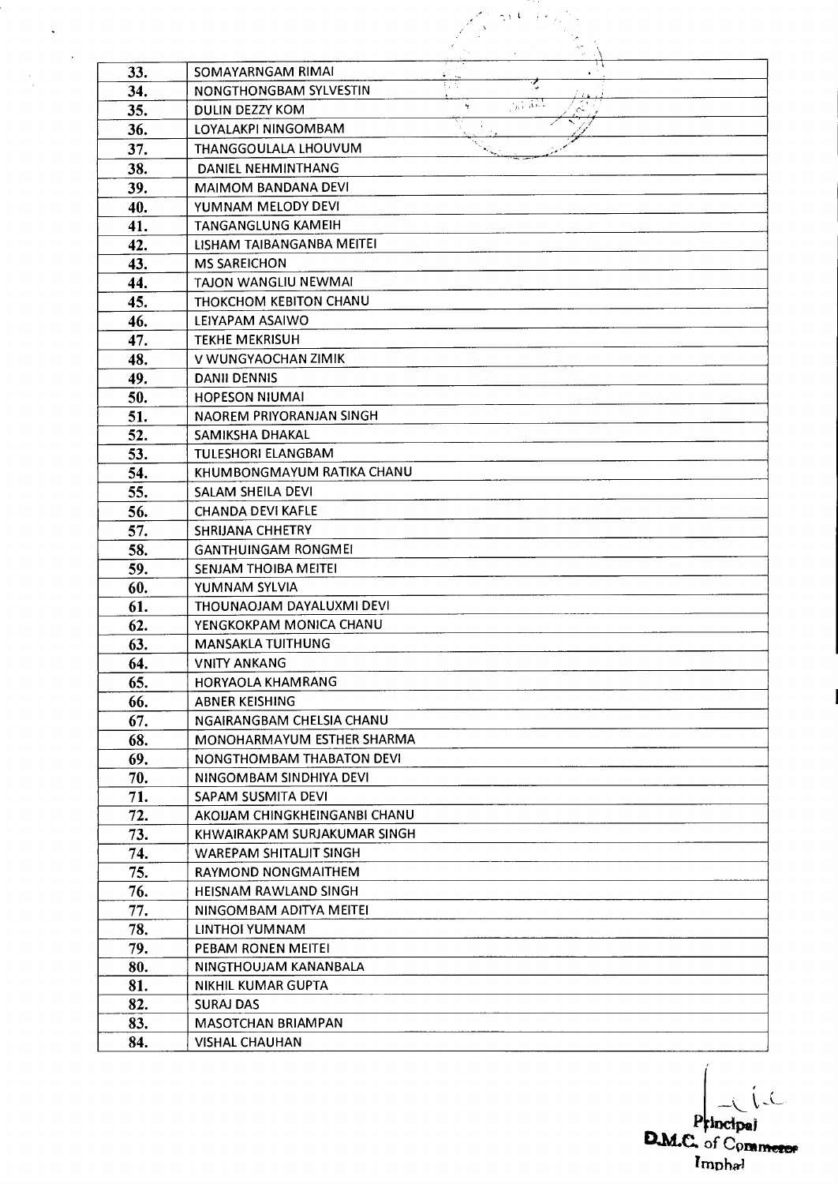| | |
|---|---|
| 33. | SOMAYARNGAM RIMAI |
| 34. | NONGTHONGBAM SYLVESTIN |
| 35. | DULIN DEZZY KOM |
| 36. | LOYALAKPI NINGOMBAM |
| 37. | THANGGOULALA LHOUVUM |
| 38. | DANIEL NEHMINTHANG |
| 39. | MAIMOM BANDANA DEVI |
| 40. | YUMNAM MELODY DEVI |
| 41. | TANGANGLUNG KAMEIH |
| 42. | LISHAM TAIBANGANBA MEITEI |
| 43. | MS SAREICHON |
| 44. | TAJON WANGLIU NEWMAI |
| 45. | THOKCHOM KEBITON CHANU |
| 46. | LEIYAPAM ASAIWO |
| 47. | TEKHE MEKRISUH |
| 48. | V WUNGYAOCHAN ZIMIK |
| 49. | DANII DENNIS |
| 50. | HOPESON NIUMAI |
| 51. | NAOREM PRIYORANJAN SINGH |
| 52. | SAMIKSHA DHAKAL |
| 53. | TULESHORI ELANGBAM |
| 54. | KHUMBONGMAYUM RATIKA CHANU |
| 55. | SALAM SHEILA DEVI |
| 56. | CHANDA DEVI KAFLE |
| 57. | SHRIJANA CHHETRY |
| 58. | GANTHUINGAM RONGMEI |
| 59. | SENJAM THOIBA MEITEI |
| 60. | YUMNAM SYLVIA |
| 61. | THOUNAOJAM DAYALUXMI DEVI |
| 62. | YENGKOKPAM MONICA CHANU |
| 63. | MANSAKLA TUITHUNG |
| 64. | VNITY ANKANG |
| 65. | HORYAOLA KHAMRANG |
| 66. | ABNER KEISHING |
| 67. | NGAIRANGBAM CHELSIA CHANU |
| 68. | MONOHARMAYUM ESTHER SHARMA |
| 69. | NONGTHOMBAM THABATON DEVI |
| 70. | NINGOMBAM SINDHIYA DEVI |
| 71. | SAPAM SUSMITA DEVI |
| 72. | AKOIJAM CHINGKHEINGANBI CHANU |
| 73. | KHWAIRAKPAM SURJAKUMAR SINGH |
| 74. | WAREPAM SHITALJIT SINGH |
| 75. | RAYMOND NONGMAITHEM |
| 76. | HEISNAM RAWLAND SINGH |
| 77. | NINGOMBAM ADITYA MEITEI |
| 78. | LINTHOI YUMNAM |
| 79. | PEBAM RONEN MEITEI |
| 80. | NINGTHOUJAM KANANBALA |
| 81. | NIKHIL KUMAR GUPTA |
| 82. | SURAJ DAS |
| 83. | MASOTCHAN BRIAMPAN |
| 84. | VISHAL CHAUHAN |

Principal
D.M.C. of Commerce
Imphal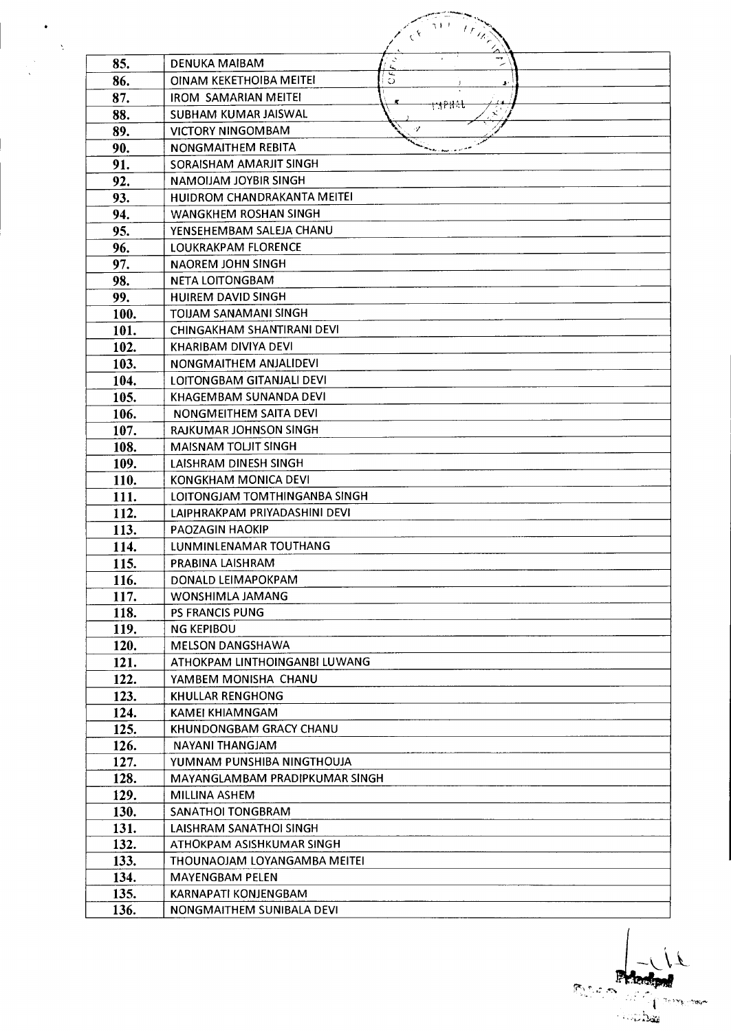| | |
|---|---|
| 85. | DENUKA MAIBAM |
| 86. | OINAM KEKETHOIBA MEITEI |
| 87. | IROM SAMARIAN MEITEI |
| 88. | SUBHAM KUMAR JAISWAL |
| 89. | VICTORY NINGOMBAM |
| 90. | NONGMAITHEM REBITA |
| 91. | SORAISHAM AMARJIT SINGH |
| 92. | NAMOIJAM JOYBIR SINGH |
| 93. | HUIDROM CHANDRAKANTA MEITEI |
| 94. | WANGKHEM ROSHAN SINGH |
| 95. | YENSEHEMBAM SALEJA CHANU |
| 96. | LOUKRAKPAM FLORENCE |
| 97. | NAOREM JOHN SINGH |
| 98. | NETA LOITONGBAM |
| 99. | HUIREM DAVID SINGH |
| 100. | TOIJAM SANAMANI SINGH |
| 101. | CHINGAKHAM SHANTIRANI DEVI |
| 102. | KHARIBAM DIVIYA DEVI |
| 103. | NONGMAITHEM ANJALIDEVI |
| 104. | LOITONGBAM GITANJALI DEVI |
| 105. | KHAGEMBAM SUNANDA DEVI |
| 106. | NONGMEITHEM SAITA DEVI |
| 107. | RAJKUMAR JOHNSON SINGH |
| 108. | MAISNAM TOLJIT SINGH |
| 109. | LAISHRAM DINESH SINGH |
| 110. | KONGKHAM MONICA DEVI |
| 111. | LOITONGJAM TOMTHINGANBA SINGH |
| 112. | LAIPHRAKPAM PRIYADASHINI DEVI |
| 113. | PAOZAGIN HAOKIP |
| 114. | LUNMINLENAMAR TOUTHANG |
| 115. | PRABINA LAISHRAM |
| 116. | DONALD LEIMAPOKPAM |
| 117. | WONSHIMLA JAMANG |
| 118. | PS FRANCIS PUNG |
| 119. | NG KEPIBOU |
| 120. | MELSON DANGSHAWA |
| 121. | ATHOKPAM LINTHOINGANBI LUWANG |
| 122. | YAMBEM MONISHA CHANU |
| 123. | KHULLAR RENGHONG |
| 124. | KAMEI KHIAMNGAM |
| 125. | KHUNDONGBAM GRACY CHANU |
| 126. | NAYANI THANGJAM |
| 127. | YUMNAM PUNSHIBA NINGTHOUJA |
| 128. | MAYANGLAMBAM PRADIPKUMAR SINGH |
| 129. | MILLINA ASHEM |
| 130. | SANATHOI TONGBRAM |
| 131. | LAISHRAM SANATHOI SINGH |
| 132. | ATHOKPAM ASISHKUMAR SINGH |
| 133. | THOUNAOJAM LOYANGAMBA MEITEI |
| 134. | MAYENGBAM PELEN |
| 135. | KARNAPATI KONJENGBAM |
| 136. | NONGMAITHEM SUNIBALA DEVI |

Principal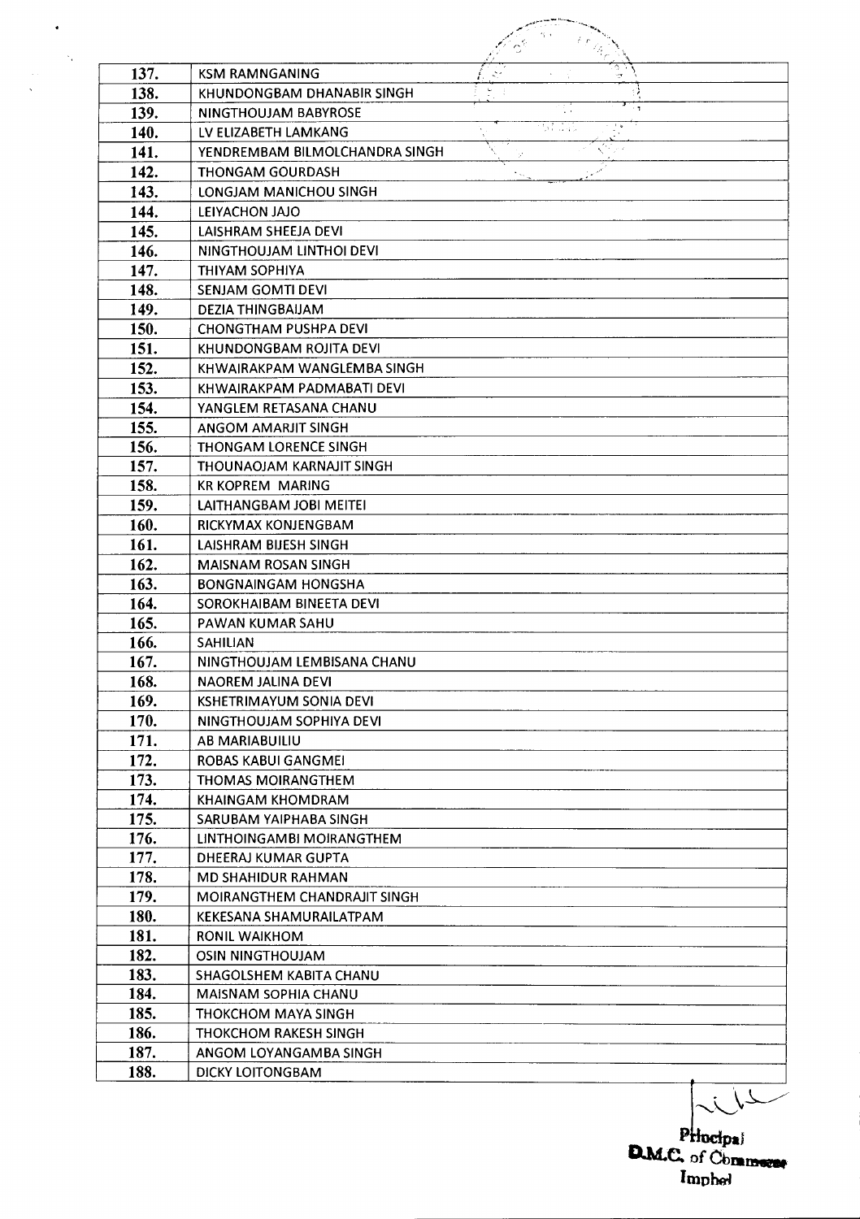| | |
|---|---|
| 137. | KSM RAMNGANING |
| 138. | KHUNDONGBAM DHANABIR SINGH |
| 139. | NINGTHOUJAM BABYROSE |
| 140. | LV ELIZABETH LAMKANG |
| 141. | YENDREMBAM BILMOLCHANDRA SINGH |
| 142. | THONGAM GOURDASH |
| 143. | LONGJAM MANICHOU SINGH |
| 144. | LEIYACHON JAJO |
| 145. | LAISHRAM SHEEJA DEVI |
| 146. | NINGTHOUJAM LINTHOI DEVI |
| 147. | THIYAM SOPHIYA |
| 148. | SENJAM GOMTI DEVI |
| 149. | DEZIA THINGBAIJAM |
| 150. | CHONGTHAM PUSHPA DEVI |
| 151. | KHUNDONGBAM ROJITA DEVI |
| 152. | KHWAIRAKPAM WANGLEMBA SINGH |
| 153. | KHWAIRAKPAM PADMABATI DEVI |
| 154. | YANGLEM RETASANA CHANU |
| 155. | ANGOM AMARJIT SINGH |
| 156. | THONGAM LORENCE SINGH |
| 157. | THOUNAOJAM KARNAJIT SINGH |
| 158. | KR KOPREM MARING |
| 159. | LAITHANGBAM JOBI MEITEI |
| 160. | RICKYMAX KONJENGBAM |
| 161. | LAISHRAM BIJESH SINGH |
| 162. | MAISNAM ROSAN SINGH |
| 163. | BONGNAINGAM HONGSHA |
| 164. | SOROKHAIBAM BINEETA DEVI |
| 165. | PAWAN KUMAR SAHU |
| 166. | SAHILIAN |
| 167. | NINGTHOUJAM LEMBISANA CHANU |
| 168. | NAOREM JALINA DEVI |
| 169. | KSHETRIMAYUM SONIA DEVI |
| 170. | NINGTHOUJAM SOPHIYA DEVI |
| 171. | AB MARIABUILIU |
| 172. | ROBAS KABUI GANGMEI |
| 173. | THOMAS MOIRANGTHEM |
| 174. | KHAINGAM KHOMDRAM |
| 175. | SARUBAM YAIPHABA SINGH |
| 176. | LINTHOINGAMBI MOIRANGTHEM |
| 177. | DHEERAJ KUMAR GUPTA |
| 178. | MD SHAHIDUR RAHMAN |
| 179. | MOIRANGTHEM CHANDRAJIT SINGH |
| 180. | KEKESANA SHAMURAILATPAM |
| 181. | RONIL WAIKHOM |
| 182. | OSIN NINGTHOUJAM |
| 183. | SHAGOLSHEM KABITA CHANU |
| 184. | MAISNAM SOPHIA CHANU |
| 185. | THOKCHOM MAYA SINGH |
| 186. | THOKCHOM RAKESH SINGH |
| 187. | ANGOM LOYANGAMBA SINGH |
| 188. | DICKY LOITONGBAM |

Principal
D.M.C. of Commerce
Imphal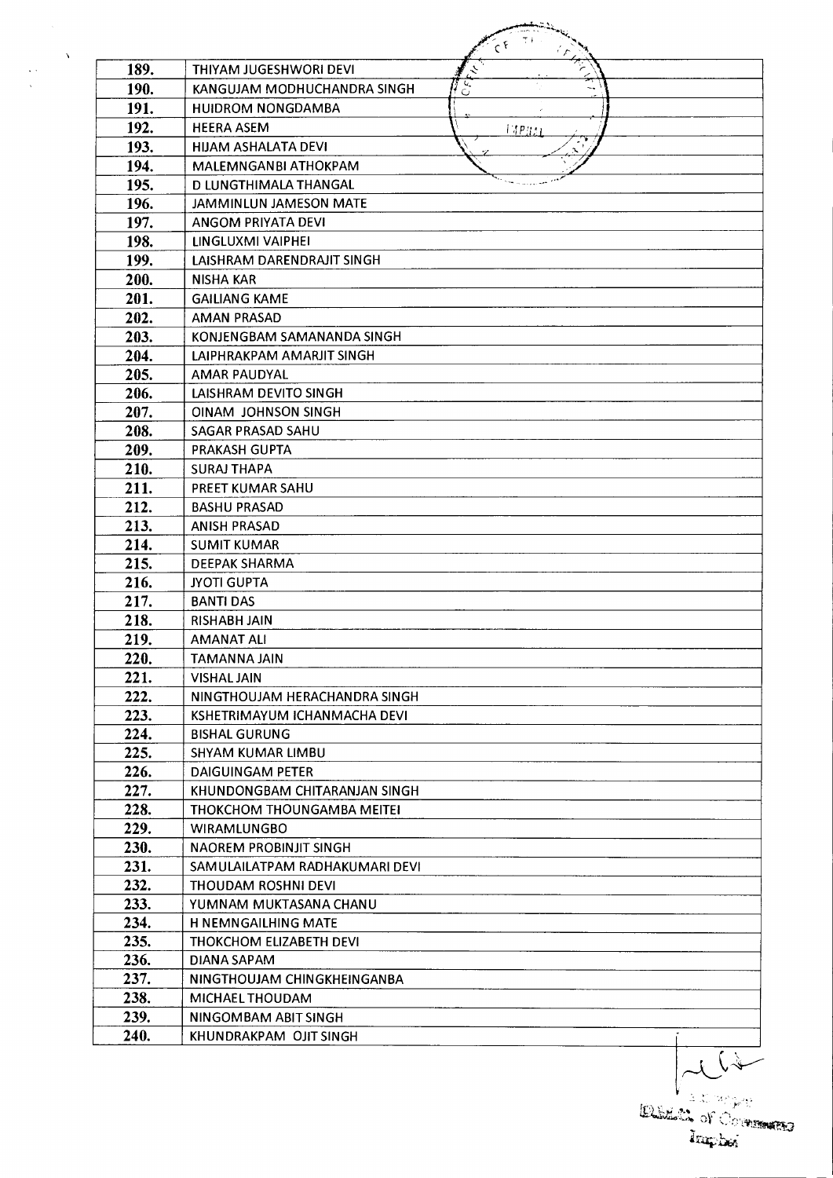| | |
|---|---|
| 189. | THIYAM JUGESHWORI DEVI |
| 190. | KANGUJAM MODHUCHANDRA SINGH |
| 191. | HUIDROM NONGDAMBA |
| 192. | HEERA ASEM |
| 193. | HIJAM ASHALATA DEVI |
| 194. | MALEMNGANBI ATHOKPAM |
| 195. | D LUNGTHIMALA THANGAL |
| 196. | JAMMINLUN JAMESON MATE |
| 197. | ANGOM PRIYATA DEVI |
| 198. | LINGLUXMI VAIPHEI |
| 199. | LAISHRAM DARENDRAJIT SINGH |
| 200. | NISHA KAR |
| 201. | GAILIANG KAME |
| 202. | AMAN PRASAD |
| 203. | KONJENGBAM SAMANANDA SINGH |
| 204. | LAIPHRAKPAM AMARJIT SINGH |
| 205. | AMAR PAUDYAL |
| 206. | LAISHRAM DEVITO SINGH |
| 207. | OINAM JOHNSON SINGH |
| 208. | SAGAR PRASAD SAHU |
| 209. | PRAKASH GUPTA |
| 210. | SURAJ THAPA |
| 211. | PREET KUMAR SAHU |
| 212. | BASHU PRASAD |
| 213. | ANISH PRASAD |
| 214. | SUMIT KUMAR |
| 215. | DEEPAK SHARMA |
| 216. | JYOTI GUPTA |
| 217. | BANTI DAS |
| 218. | RISHABH JAIN |
| 219. | AMANAT ALI |
| 220. | TAMANNA JAIN |
| 221. | VISHAL JAIN |
| 222. | NINGTHOUJAM HERACHANDRA SINGH |
| 223. | KSHETRIMAYUM ICHANMACHA DEVI |
| 224. | BISHAL GURUNG |
| 225. | SHYAM KUMAR LIMBU |
| 226. | DAIGUINGAM PETER |
| 227. | KHUNDONGBAM CHITARANJAN SINGH |
| 228. | THOKCHOM THOUNGAMBA MEITEI |
| 229. | WIRAMLUNGBO |
| 230. | NAOREM PROBINJIT SINGH |
| 231. | SAMULAILATPAM RADHAKUMARI DEVI |
| 232. | THOUDAM ROSHNI DEVI |
| 233. | YUMNAM MUKTASANA CHANU |
| 234. | H NEMNGAILHING MATE |
| 235. | THOKCHOM ELIZABETH DEVI |
| 236. | DIANA SAPAM |
| 237. | NINGTHOUJAM CHINGKHEINGANBA |
| 238. | MICHAEL THOUDAM |
| 239. | NINGOMBAM ABIT SINGH |
| 240. | KHUNDRAKPAM OJIT SINGH |

D.M.S. of Commerce, Imphal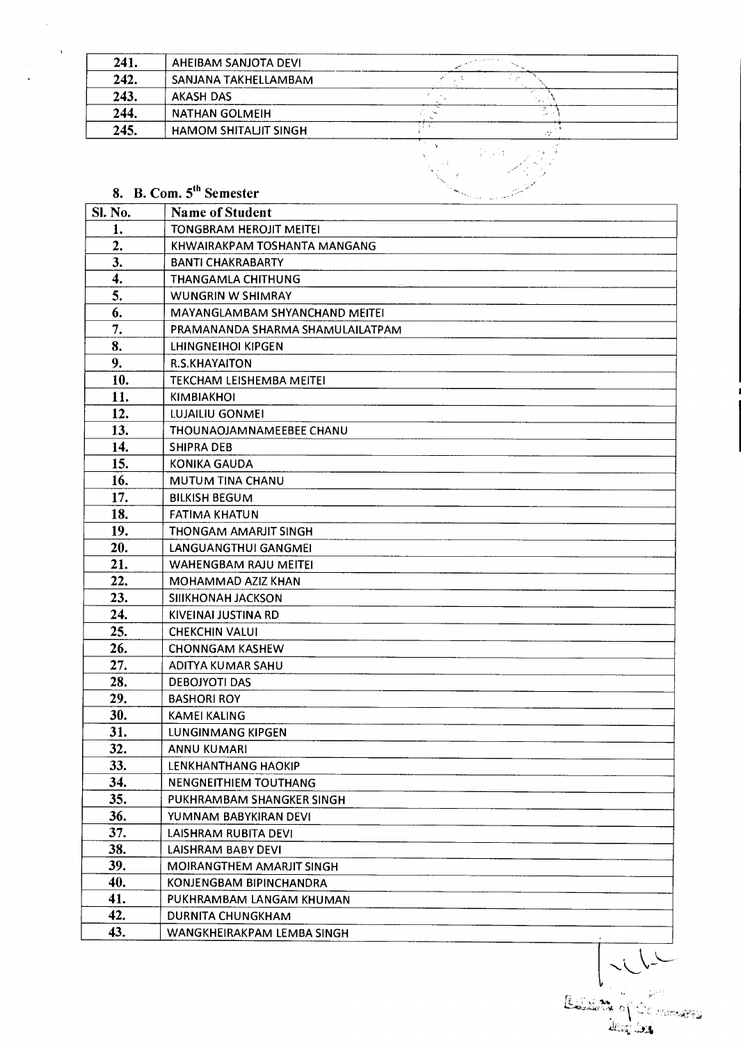| | |
|---|---|
| 241. | AHEIBAM SANJOTA DEVI |
| 242. | SANJANA TAKHELLAMBAM |
| 243. | AKASH DAS |
| 244. | NATHAN GOLMEIH |
| 245. | HAMOM SHITALJIT SINGH |

## 8. B. Com. 5th Semester

| Sl. No. | Name of Student |
|---|---|
| 1. | TONGBRAM HEROJIT MEITEI |
| 2. | KHWAIRAKPAM TOSHANTA MANGANG |
| 3. | BANTI CHAKRABARTY |
| 4. | THANGAMLA CHITHUNG |
| 5. | WUNGRIN W SHIMRAY |
| 6. | MAYANGLAMBAM SHYANCHAND MEITEI |
| 7. | PRAMANANDA SHARMA SHAMULAILATPAM |
| 8. | LHINGNEIHOI KIPGEN |
| 9. | R.S.KHAYAITON |
| 10. | TEKCHAM LEISHEMBA MEITEI |
| 11. | KIMBIAKHOI |
| 12. | LUJAILIU GONMEI |
| 13. | THOUNAOJAMNAMEEBEE CHANU |
| 14. | SHIPRA DEB |
| 15. | KONIKA GAUDA |
| 16. | MUTUM TINA CHANU |
| 17. | BILKISH BEGUM |
| 18. | FATIMA KHATUN |
| 19. | THONGAM AMARJIT SINGH |
| 20. | LANGUANGTHUI GANGMEI |
| 21. | WAHENGBAM RAJU MEITEI |
| 22. | MOHAMMAD AZIZ KHAN |
| 23. | SIIKHONAH JACKSON |
| 24. | KIVEINAI JUSTINA RD |
| 25. | CHEKCHIN VALUI |
| 26. | CHONNGAM KASHEW |
| 27. | ADITYA KUMAR SAHU |
| 28. | DEBOJYOTI DAS |
| 29. | BASHORI ROY |
| 30. | KAMEI KALING |
| 31. | LUNGINMANG KIPGEN |
| 32. | ANNU KUMARI |
| 33. | LENKHANTHANG HAOKIP |
| 34. | NENGNEITHIEM TOUTHANG |
| 35. | PUKHRAMBAM SHANGKER SINGH |
| 36. | YUMNAM BABYKIRAN DEVI |
| 37. | LAISHRAM RUBITA DEVI |
| 38. | LAISHRAM BABY DEVI |
| 39. | MOIRANGTHEM AMARJIT SINGH |
| 40. | KONJENGBAM BIPINCHANDRA |
| 41. | PUKHRAMBAM LANGAM KHUMAN |
| 42. | DURNITA CHUNGKHAM |
| 43. | WANGKHEIRAKPAM LEMBA SINGH |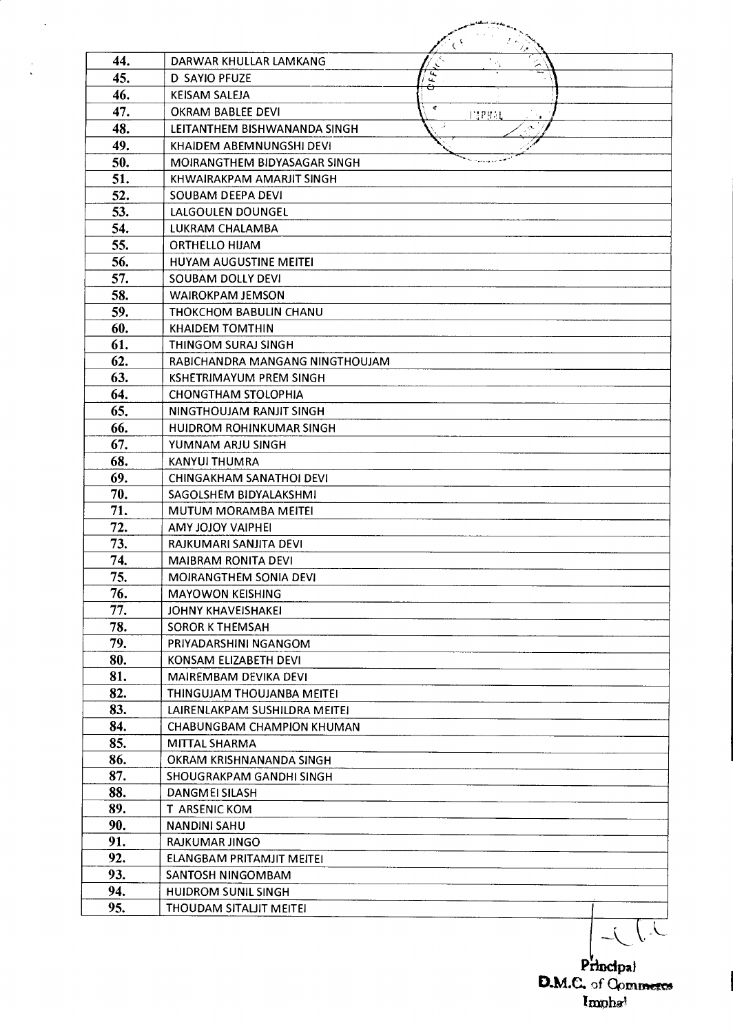| | |
|---|---|
| 44. | DARWAR KHULLAR LAMKANG |
| 45. | D SAYIO PFUZE |
| 46. | KEISAM SALEJA |
| 47. | OKRAM BABLEE DEVI |
| 48. | LEITANTHEM BISHWANANDA SINGH |
| 49. | KHAIDEM ABEMNUNGSHI DEVI |
| 50. | MOIRANGTHEM BIDYASAGAR SINGH |
| 51. | KHWAIRAKPAM AMARJIT SINGH |
| 52. | SOUBAM DEEPA DEVI |
| 53. | LALGOULEN DOUNGEL |
| 54. | LUKRAM CHALAMBA |
| 55. | ORTHELLO HIJAM |
| 56. | HUYAM AUGUSTINE MEITEI |
| 57. | SOUBAM DOLLY DEVI |
| 58. | WAIROKPAM JEMSON |
| 59. | THOKCHOM BABULIN CHANU |
| 60. | KHAIDEM TOMTHIN |
| 61. | THINGOM SURAJ SINGH |
| 62. | RABICHANDRA MANGANG NINGTHOUJAM |
| 63. | KSHETRIMAYUM PREM SINGH |
| 64. | CHONGTHAM STOLOPHIA |
| 65. | NINGTHOUJAM RANJIT SINGH |
| 66. | HUIDROM ROHINKUMAR SINGH |
| 67. | YUMNAM ARJU SINGH |
| 68. | KANYUI THUMRA |
| 69. | CHINGAKHAM SANATHOI DEVI |
| 70. | SAGOLSHEM BIDYALAKSHMI |
| 71. | MUTUM MORAMBA MEITEI |
| 72. | AMY JOJOY VAIPHEI |
| 73. | RAJKUMARI SANJITA DEVI |
| 74. | MAIBRAM RONITA DEVI |
| 75. | MOIRANGTHEM SONIA DEVI |
| 76. | MAYOWON KEISHING |
| 77. | JOHNY KHAVEISHAKEI |
| 78. | SOROR K THEMSAH |
| 79. | PRIYADARSHINI NGANGOM |
| 80. | KONSAM ELIZABETH DEVI |
| 81. | MAIREMBAM DEVIKA DEVI |
| 82. | THINGUJAM THOUJANBA MEITEI |
| 83. | LAIRENLAKPAM SUSHILDRA MEITEI |
| 84. | CHABUNGBAM CHAMPION KHUMAN |
| 85. | MITTAL SHARMA |
| 86. | OKRAM KRISHNANANDA SINGH |
| 87. | SHOUGRAKPAM GANDHI SINGH |
| 88. | DANGMEI SILASH |
| 89. | T ARSENIC KOM |
| 90. | NANDINI SAHU |
| 91. | RAJKUMAR JINGO |
| 92. | ELANGBAM PRITAMJIT MEITEI |
| 93. | SANTOSH NINGOMBAM |
| 94. | HUIDROM SUNIL SINGH |
| 95. | THOUDAM SITALJIT MEITEI |

Principal
D.M.C. of Commerce
Imphal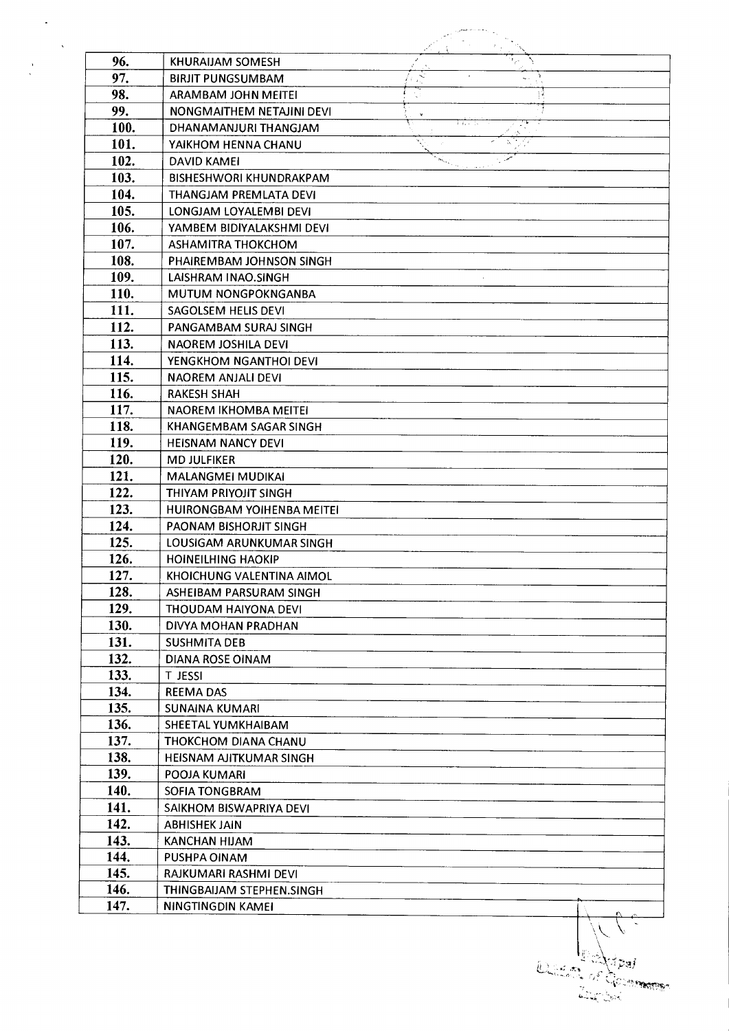| | |
|---|---|
| 96. | KHURAIJAM SOMESH |
| 97. | BIRJIT PUNGSUMBAM |
| 98. | ARAMBAM JOHN MEITEI |
| 99. | NONGMAITHEM NETAJINI DEVI |
| 100. | DHANAMANJURI THANGJAM |
| 101. | YAIKHOM HENNA CHANU |
| 102. | DAVID KAMEI |
| 103. | BISHESHWORI KHUNDRAKPAM |
| 104. | THANGJAM PREMLATA DEVI |
| 105. | LONGJAM LOYALEMBI DEVI |
| 106. | YAMBEM BIDIYALAKSHMI DEVI |
| 107. | ASHAMITRA THOKCHOM |
| 108. | PHAIREMBAM JOHNSON SINGH |
| 109. | LAISHRAM INAO.SINGH |
| 110. | MUTUM NONGPOKNGANBA |
| 111. | SAGOLSEM HELIS DEVI |
| 112. | PANGAMBAM SURAJ SINGH |
| 113. | NAOREM JOSHILA DEVI |
| 114. | YENGKHOM NGANTHOI DEVI |
| 115. | NAOREM ANJALI DEVI |
| 116. | RAKESH SHAH |
| 117. | NAOREM IKHOMBA MEITEI |
| 118. | KHANGEMBAM SAGAR SINGH |
| 119. | HEISNAM NANCY DEVI |
| 120. | MD JULFIKER |
| 121. | MALANGMEI MUDIKAI |
| 122. | THIYAM PRIYOJIT SINGH |
| 123. | HUIRONGBAM YOIHENBA MEITEI |
| 124. | PAONAM BISHORJIT SINGH |
| 125. | LOUSIGAM ARUNKUMAR SINGH |
| 126. | HOINEILHING HAOKIP |
| 127. | KHOICHUNG VALENTINA AIMOL |
| 128. | ASHEIBAM PARSURAM SINGH |
| 129. | THOUDAM HAIYONA DEVI |
| 130. | DIVYA MOHAN PRADHAN |
| 131. | SUSHMITA DEB |
| 132. | DIANA ROSE OINAM |
| 133. | T JESSI |
| 134. | REEMA DAS |
| 135. | SUNAINA KUMARI |
| 136. | SHEETAL YUMKHAIBAM |
| 137. | THOKCHOM DIANA CHANU |
| 138. | HEISNAM AJITKUMAR SINGH |
| 139. | POOJA KUMARI |
| 140. | SOFIA TONGBRAM |
| 141. | SAIKHOM BISWAPRIYA DEVI |
| 142. | ABHISHEK JAIN |
| 143. | KANCHAN HIJAM |
| 144. | PUSHPA OINAM |
| 145. | RAJKUMARI RASHMI DEVI |
| 146. | THINGBAIJAM STEPHEN.SINGH |
| 147. | NINGTINGDIN KAMEI |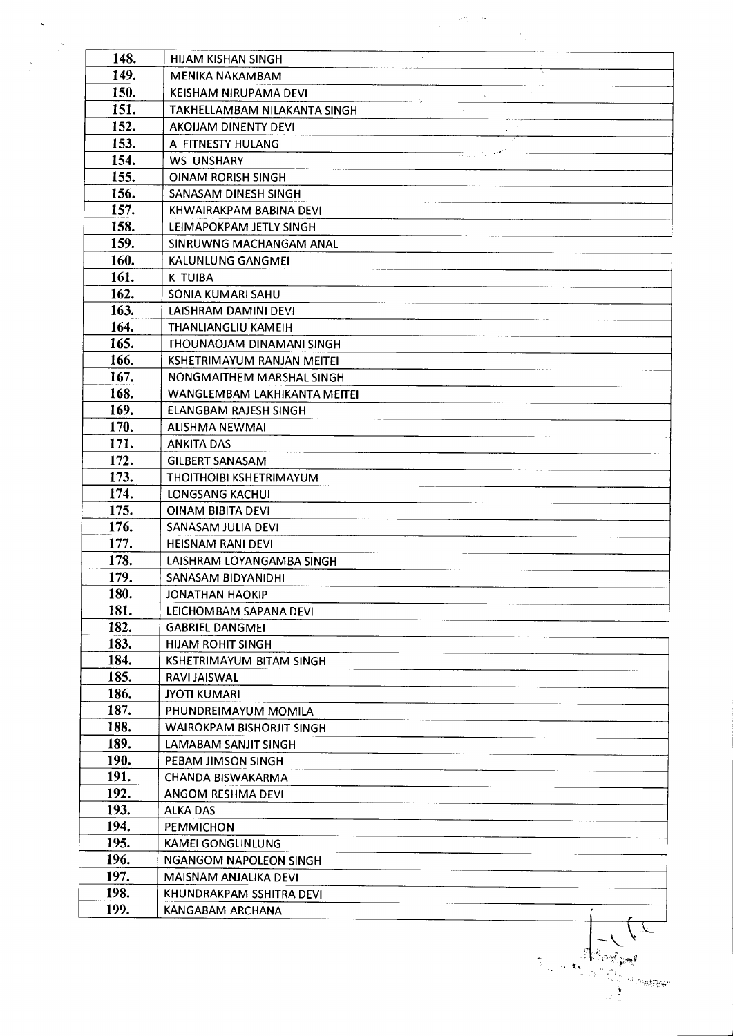| | |
|---|---|
| 148. | HIJAM KISHAN SINGH |
| 149. | MENIKA NAKAMBAM |
| 150. | KEISHAM NIRUPAMA DEVI |
| 151. | TAKHELLAMBAM NILAKANTA SINGH |
| 152. | AKOIJAM DINENTY DEVI |
| 153. | A FITNESTY HULANG |
| 154. | WS UNSHARY |
| 155. | OINAM RORISH SINGH |
| 156. | SANASAM DINESH SINGH |
| 157. | KHWAIRAKPAM BABINA DEVI |
| 158. | LEIMAPOKPAM JETLY SINGH |
| 159. | SINRUWNG MACHANGAM ANAL |
| 160. | KALUNLUNG GANGMEI |
| 161. | K TUIBA |
| 162. | SONIA KUMARI SAHU |
| 163. | LAISHRAM DAMINI DEVI |
| 164. | THANLIANGLIU KAMEIH |
| 165. | THOUNAOJAM DINAMANI SINGH |
| 166. | KSHETRIMAYUM RANJAN MEITEI |
| 167. | NONGMAITHEM MARSHAL SINGH |
| 168. | WANGLEMBAM LAKHIKANTA MEITEI |
| 169. | ELANGBAM RAJESH SINGH |
| 170. | ALISHMA NEWMAI |
| 171. | ANKITA DAS |
| 172. | GILBERT SANASAM |
| 173. | THOITHOIBI KSHETRIMAYUM |
| 174. | LONGSANG KACHUI |
| 175. | OINAM BIBITA DEVI |
| 176. | SANASAM JULIA DEVI |
| 177. | HEISNAM RANI DEVI |
| 178. | LAISHRAM LOYANGAMBA SINGH |
| 179. | SANASAM BIDYANIDHI |
| 180. | JONATHAN HAOKIP |
| 181. | LEICHOMBAM SAPANA DEVI |
| 182. | GABRIEL DANGMEI |
| 183. | HIJAM ROHIT SINGH |
| 184. | KSHETRIMAYUM BITAM SINGH |
| 185. | RAVI JAISWAL |
| 186. | JYOTI KUMARI |
| 187. | PHUNDREIMAYUM MOMILA |
| 188. | WAIROKPAM BISHORJIT SINGH |
| 189. | LAMABAM SANJIT SINGH |
| 190. | PEBAM JIMSON SINGH |
| 191. | CHANDA BISWAKARMA |
| 192. | ANGOM RESHMA DEVI |
| 193. | ALKA DAS |
| 194. | PEMMICHON |
| 195. | KAMEI GONGLINLUNG |
| 196. | NGANGOM NAPOLEON SINGH |
| 197. | MAISNAM ANJALIKA DEVI |
| 198. | KHUNDRAKPAM SSHITRA DEVI |
| 199. | KANGABAM ARCHANA |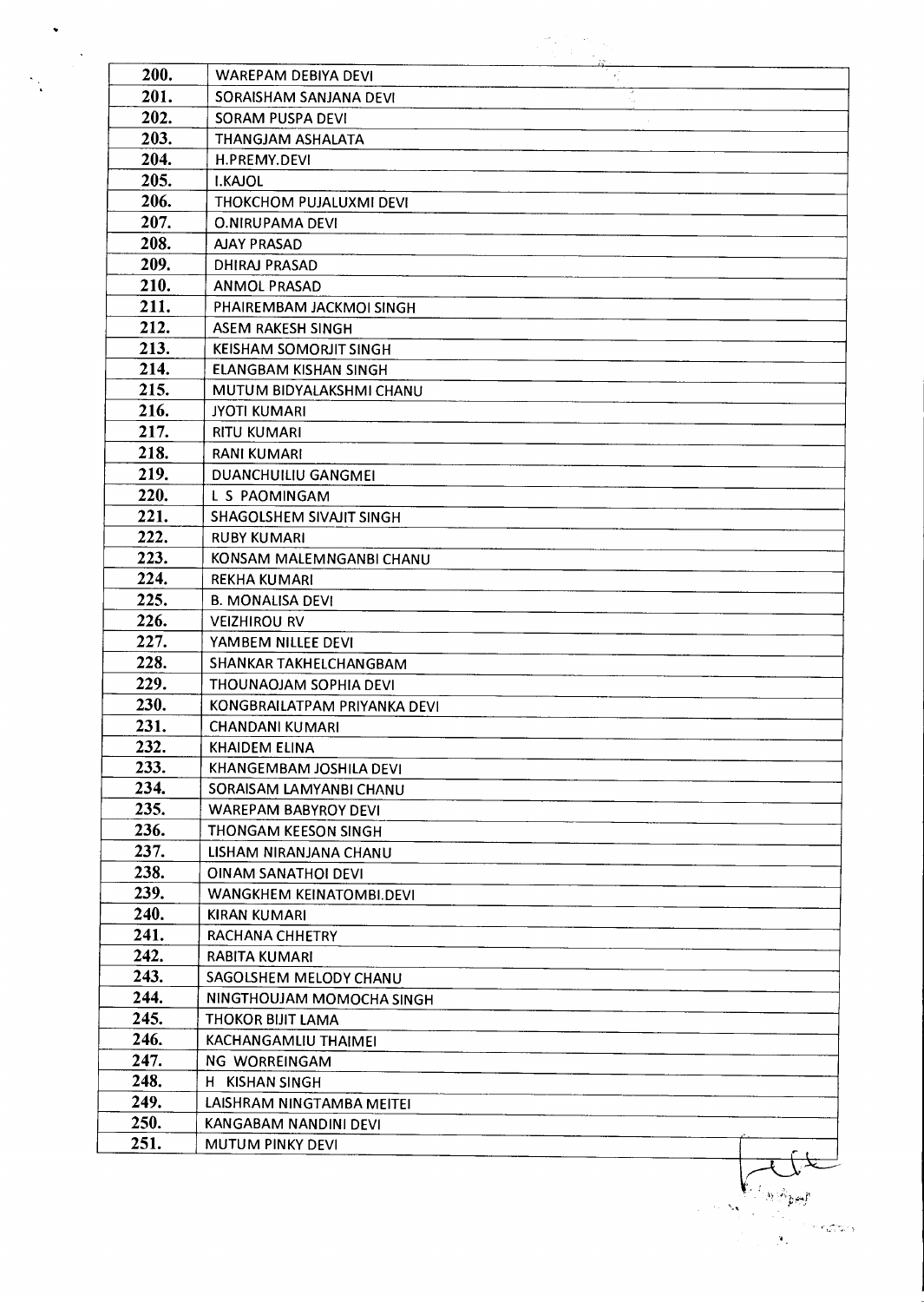| | |
|---|---|
| 200. | WAREPAM DEBIYA DEVI |
| 201. | SORAISHAM SANJANA DEVI |
| 202. | SORAM PUSPA DEVI |
| 203. | THANGJAM ASHALATA |
| 204. | H.PREMY.DEVI |
| 205. | I.KAJOL |
| 206. | THOKCHOM PUJALUXMI DEVI |
| 207. | O.NIRUPAMA DEVI |
| 208. | AJAY PRASAD |
| 209. | DHIRAJ PRASAD |
| 210. | ANMOL PRASAD |
| 211. | PHAIREMBAM JACKMOI SINGH |
| 212. | ASEM RAKESH SINGH |
| 213. | KEISHAM SOMORJIT SINGH |
| 214. | ELANGBAM KISHAN SINGH |
| 215. | MUTUM BIDYALAKSHMI CHANU |
| 216. | JYOTI KUMARI |
| 217. | RITU KUMARI |
| 218. | RANI KUMARI |
| 219. | DUANCHUILIU GANGMEI |
| 220. | L S PAOMINGAM |
| 221. | SHAGOLSHEM SIVAJIT SINGH |
| 222. | RUBY KUMARI |
| 223. | KONSAM MALEMNGANBI CHANU |
| 224. | REKHA KUMARI |
| 225. | B. MONALISA DEVI |
| 226. | VEIZHIROU RV |
| 227. | YAMBEM NILLEE DEVI |
| 228. | SHANKAR TAKHELCHANGBAM |
| 229. | THOUNAOJAM SOPHIA DEVI |
| 230. | KONGBRAILATPAM PRIYANKA DEVI |
| 231. | CHANDANI KUMARI |
| 232. | KHAIDEM ELINA |
| 233. | KHANGEMBAM JOSHILA DEVI |
| 234. | SORAISAM LAMYANBI CHANU |
| 235. | WAREPAM BABYROY DEVI |
| 236. | THONGAM KEESON SINGH |
| 237. | LISHAM NIRANJANA CHANU |
| 238. | OINAM SANATHOI DEVI |
| 239. | WANGKHEM KEINATOMBI.DEVI |
| 240. | KIRAN KUMARI |
| 241. | RACHANA CHHETRY |
| 242. | RABITA KUMARI |
| 243. | SAGOLSHEM MELODY CHANU |
| 244. | NINGTHOUJAM MOMOCHA SINGH |
| 245. | THOKOR BIJIT LAMA |
| 246. | KACHANGAMLIU THAIMEI |
| 247. | NG WORREINGAM |
| 248. | H KISHAN SINGH |
| 249. | LAISHRAM NINGTAMBA MEITEI |
| 250. | KANGABAM NANDINI DEVI |
| 251. | MUTUM PINKY DEVI |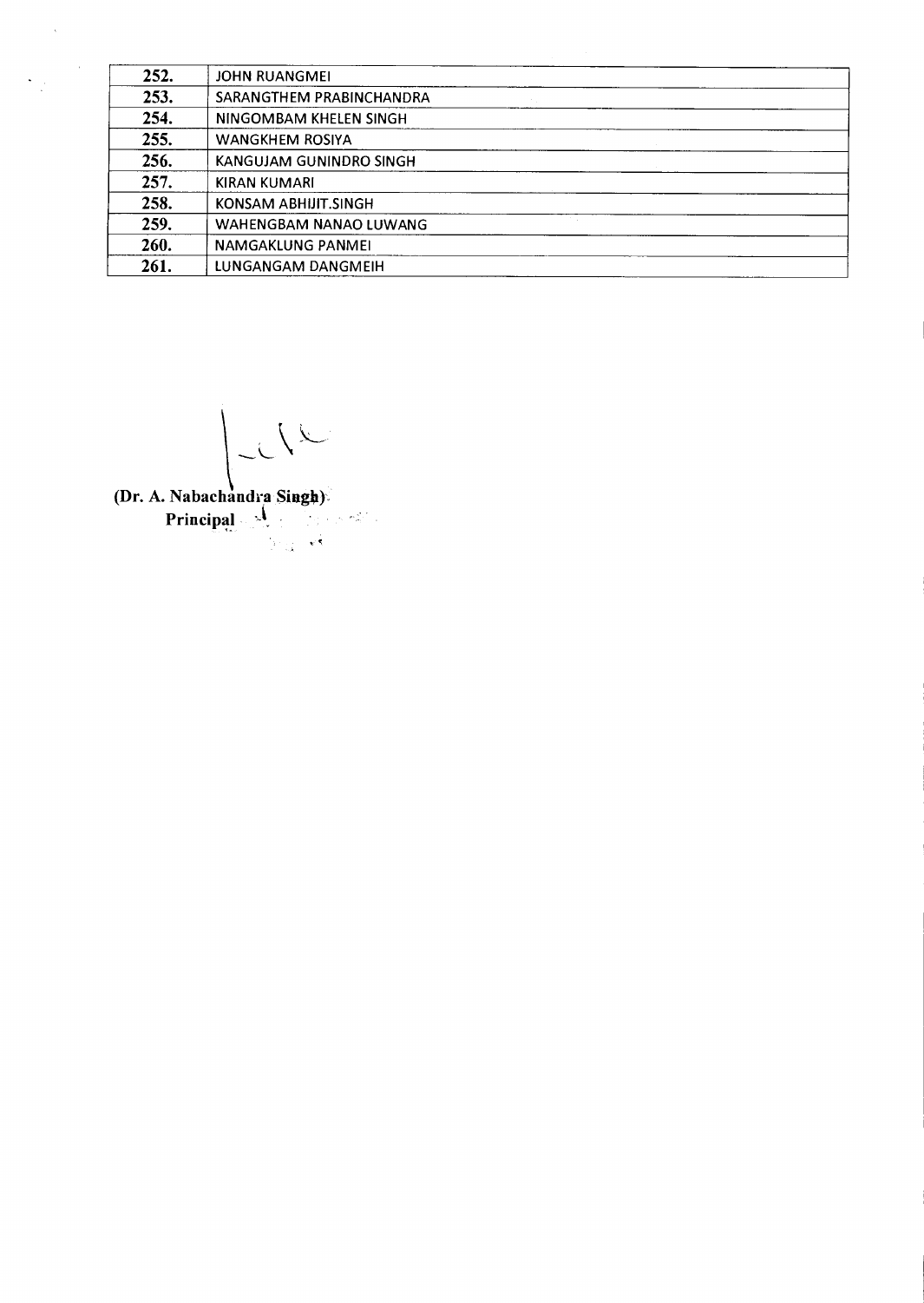| | |
|---|---|
| 252. | JOHN RUANGMEI |
| 253. | SARANGTHEM PRABINCHANDRA |
| 254. | NINGOMBAM KHELEN SINGH |
| 255. | WANGKHEM ROSIYA |
| 256. | KANGUJAM GUNINDRO SINGH |
| 257. | KIRAN KUMARI |
| 258. | KONSAM ABHIJIT.SINGH |
| 259. | WAHENGBAM NANAO LUWANG |
| 260. | NAMGAKLUNG PANMEI |
| 261. | LUNGANGAM DANGMEIH |

**(Dr. A. Nabachandra Singh)**
**Principal**